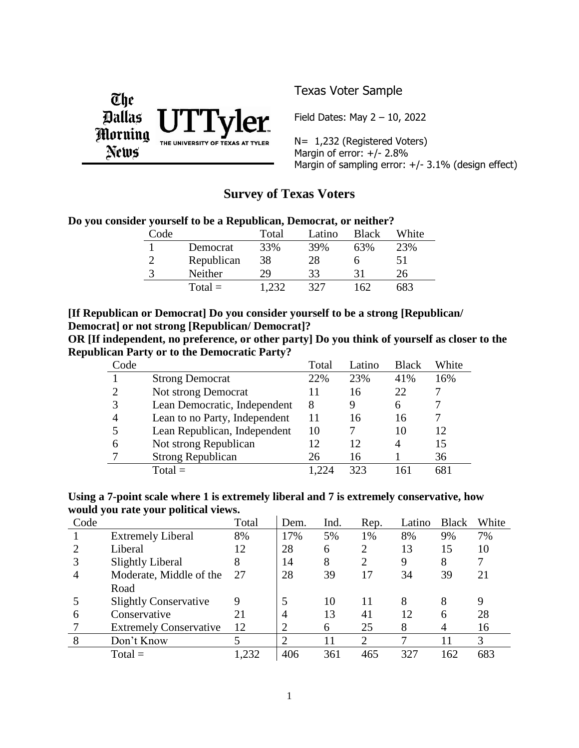The Dallas Morning News | UTTyler — THE UNIVERSITY OF TEXAS AT TYLER

## Texas Voter Sample

Field Dates: May 2 – 10, 2022

N= 1,232 (Registered Voters)
Margin of error: +/- 2.8%
Margin of sampling error: +/- 3.1% (design effect)

# Survey of Texas Voters

**Do you consider yourself to be a Republican, Democrat, or neither?**

| Code | | Total | Latino | Black | White |
|---|---|---|---|---|---|
| 1 | Democrat | 33% | 39% | 63% | 23% |
| 2 | Republican | 38 | 28 | 6 | 51 |
| 3 | Neither | 29 | 33 | 31 | 26 |
| | Total = | 1,232 | 327 | 162 | 683 |

**[If Republican or Democrat] Do you consider yourself to be a strong [Republican/ Democrat] or not strong [Republican/ Democrat]?**
**OR [If independent, no preference, or other party] Do you think of yourself as closer to the Republican Party or to the Democratic Party?**

| Code | | Total | Latino | Black | White |
|---|---|---|---|---|---|
| 1 | Strong Democrat | 22% | 23% | 41% | 16% |
| 2 | Not strong Democrat | 11 | 16 | 22 | 7 |
| 3 | Lean Democratic, Independent | 8 | 9 | 6 | 7 |
| 4 | Lean to no Party, Independent | 11 | 16 | 16 | 7 |
| 5 | Lean Republican, Independent | 10 | 7 | 10 | 12 |
| 6 | Not strong Republican | 12 | 12 | 4 | 15 |
| 7 | Strong Republican | 26 | 16 | 1 | 36 |
| | Total = | 1,224 | 323 | 161 | 681 |

**Using a 7-point scale where 1 is extremely liberal and 7 is extremely conservative, how would you rate your political views.**

| Code | | Total | Dem. | Ind. | Rep. | Latino | Black | White |
|---|---|---|---|---|---|---|---|---|
| 1 | Extremely Liberal | 8% | 17% | 5% | 1% | 8% | 9% | 7% |
| 2 | Liberal | 12 | 28 | 6 | 2 | 13 | 15 | 10 |
| 3 | Slightly Liberal | 8 | 14 | 8 | 2 | 9 | 8 | 7 |
| 4 | Moderate, Middle of the Road | 27 | 28 | 39 | 17 | 34 | 39 | 21 |
| 5 | Slightly Conservative | 9 | 5 | 10 | 11 | 8 | 8 | 9 |
| 6 | Conservative | 21 | 4 | 13 | 41 | 12 | 6 | 28 |
| 7 | Extremely Conservative | 12 | 2 | 6 | 25 | 8 | 4 | 16 |
| 8 | Don't Know | 5 | 2 | 11 | 2 | 7 | 11 | 3 |
| | Total = | 1,232 | 406 | 361 | 465 | 327 | 162 | 683 |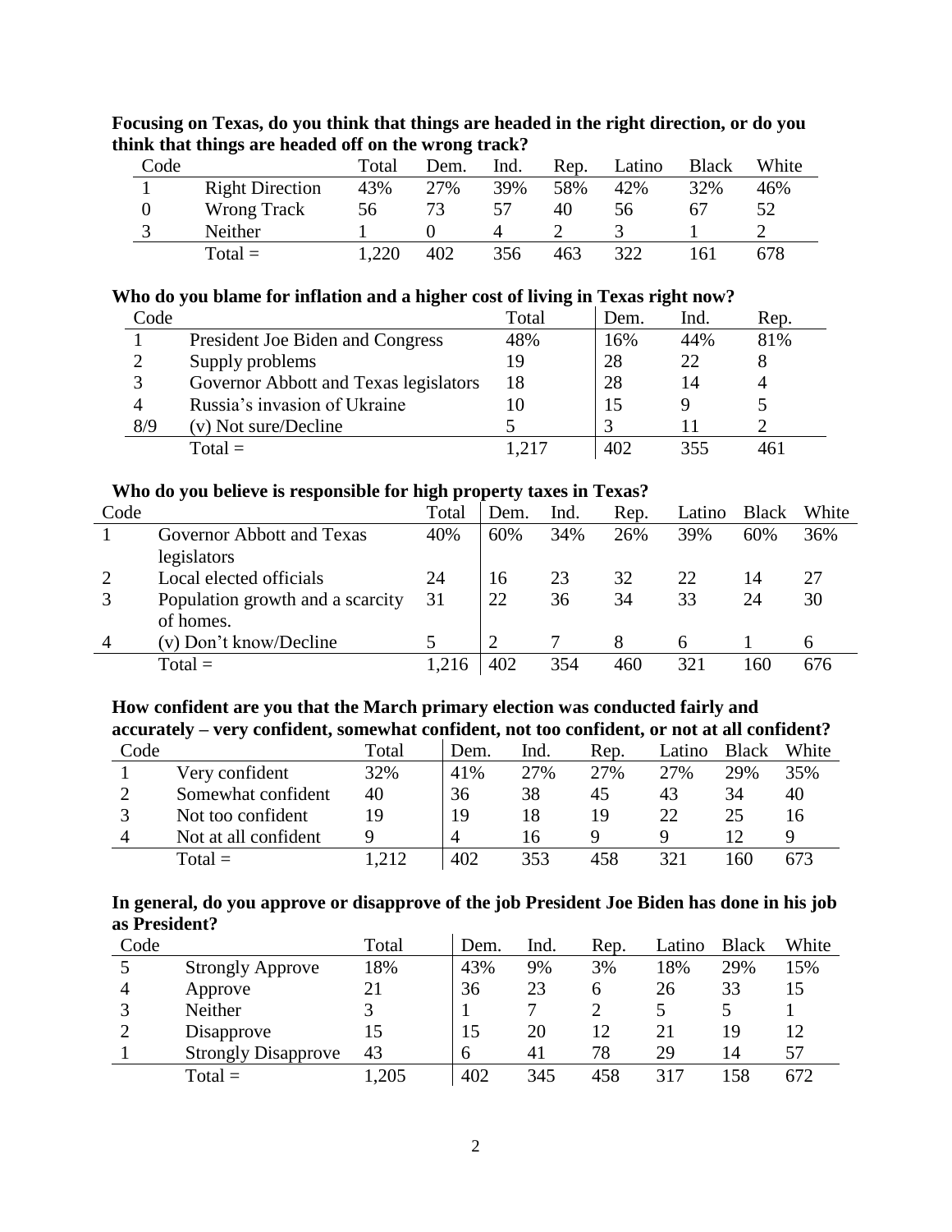**Focusing on Texas, do you think that things are headed in the right direction, or do you think that things are headed off on the wrong track?**

| Code | | Total | Dem. | Ind. | Rep. | Latino | Black | White |
|---|---|---|---|---|---|---|---|---|
| 1 | Right Direction | 43% | 27% | 39% | 58% | 42% | 32% | 46% |
| 0 | Wrong Track | 56 | 73 | 57 | 40 | 56 | 67 | 52 |
| 3 | Neither | 1 | 0 | 4 | 2 | 3 | 1 | 2 |
| | Total = | 1,220 | 402 | 356 | 463 | 322 | 161 | 678 |

**Who do you blame for inflation and a higher cost of living in Texas right now?**

| Code | | Total | Dem. | Ind. | Rep. |
|---|---|---|---|---|---|
| 1 | President Joe Biden and Congress | 48% | 16% | 44% | 81% |
| 2 | Supply problems | 19 | 28 | 22 | 8 |
| 3 | Governor Abbott and Texas legislators | 18 | 28 | 14 | 4 |
| 4 | Russia's invasion of Ukraine | 10 | 15 | 9 | 5 |
| 8/9 | (v) Not sure/Decline | 5 | 3 | 11 | 2 |
| | Total = | 1,217 | 402 | 355 | 461 |

**Who do you believe is responsible for high property taxes in Texas?**

| Code | | Total | Dem. | Ind. | Rep. | Latino | Black | White |
|---|---|---|---|---|---|---|---|---|
| 1 | Governor Abbott and Texas legislators | 40% | 60% | 34% | 26% | 39% | 60% | 36% |
| 2 | Local elected officials | 24 | 16 | 23 | 32 | 22 | 14 | 27 |
| 3 | Population growth and a scarcity of homes. | 31 | 22 | 36 | 34 | 33 | 24 | 30 |
| 4 | (v) Don't know/Decline | 5 | 2 | 7 | 8 | 6 | 1 | 6 |
| | Total = | 1,216 | 402 | 354 | 460 | 321 | 160 | 676 |

**How confident are you that the March primary election was conducted fairly and accurately – very confident, somewhat confident, not too confident, or not at all confident?**

| Code | | Total | Dem. | Ind. | Rep. | Latino | Black | White |
|---|---|---|---|---|---|---|---|---|
| 1 | Very confident | 32% | 41% | 27% | 27% | 27% | 29% | 35% |
| 2 | Somewhat confident | 40 | 36 | 38 | 45 | 43 | 34 | 40 |
| 3 | Not too confident | 19 | 19 | 18 | 19 | 22 | 25 | 16 |
| 4 | Not at all confident | 9 | 4 | 16 | 9 | 9 | 12 | 9 |
| | Total = | 1,212 | 402 | 353 | 458 | 321 | 160 | 673 |

**In general, do you approve or disapprove of the job President Joe Biden has done in his job as President?**

| Code | | Total | Dem. | Ind. | Rep. | Latino | Black | White |
|---|---|---|---|---|---|---|---|---|
| 5 | Strongly Approve | 18% | 43% | 9% | 3% | 18% | 29% | 15% |
| 4 | Approve | 21 | 36 | 23 | 6 | 26 | 33 | 15 |
| 3 | Neither | 3 | 1 | 7 | 2 | 5 | 5 | 1 |
| 2 | Disapprove | 15 | 15 | 20 | 12 | 21 | 19 | 12 |
| 1 | Strongly Disapprove | 43 | 6 | 41 | 78 | 29 | 14 | 57 |
| | Total = | 1,205 | 402 | 345 | 458 | 317 | 158 | 672 |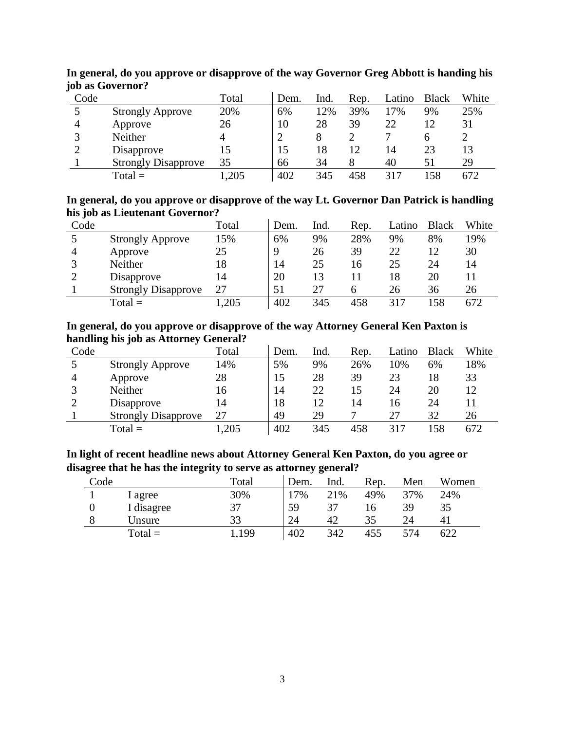**In general, do you approve or disapprove of the way Governor Greg Abbott is handing his job as Governor?**

| Code | | Total | Dem. | Ind. | Rep. | Latino | Black | White |
|---|---|---|---|---|---|---|---|---|
| 5 | Strongly Approve | 20% | 6% | 12% | 39% | 17% | 9% | 25% |
| 4 | Approve | 26 | 10 | 28 | 39 | 22 | 12 | 31 |
| 3 | Neither | 4 | 2 | 8 | 2 | 7 | 6 | 2 |
| 2 | Disapprove | 15 | 15 | 18 | 12 | 14 | 23 | 13 |
| 1 | Strongly Disapprove | 35 | 66 | 34 | 8 | 40 | 51 | 29 |
| | Total = | 1,205 | 402 | 345 | 458 | 317 | 158 | 672 |

**In general, do you approve or disapprove of the way Lt. Governor Dan Patrick is handling his job as Lieutenant Governor?**

| Code | | Total | Dem. | Ind. | Rep. | Latino | Black | White |
|---|---|---|---|---|---|---|---|---|
| 5 | Strongly Approve | 15% | 6% | 9% | 28% | 9% | 8% | 19% |
| 4 | Approve | 25 | 9 | 26 | 39 | 22 | 12 | 30 |
| 3 | Neither | 18 | 14 | 25 | 16 | 25 | 24 | 14 |
| 2 | Disapprove | 14 | 20 | 13 | 11 | 18 | 20 | 11 |
| 1 | Strongly Disapprove | 27 | 51 | 27 | 6 | 26 | 36 | 26 |
| | Total = | 1,205 | 402 | 345 | 458 | 317 | 158 | 672 |

**In general, do you approve or disapprove of the way Attorney General Ken Paxton is handling his job as Attorney General?**

| Code | | Total | Dem. | Ind. | Rep. | Latino | Black | White |
|---|---|---|---|---|---|---|---|---|
| 5 | Strongly Approve | 14% | 5% | 9% | 26% | 10% | 6% | 18% |
| 4 | Approve | 28 | 15 | 28 | 39 | 23 | 18 | 33 |
| 3 | Neither | 16 | 14 | 22 | 15 | 24 | 20 | 12 |
| 2 | Disapprove | 14 | 18 | 12 | 14 | 16 | 24 | 11 |
| 1 | Strongly Disapprove | 27 | 49 | 29 | 7 | 27 | 32 | 26 |
| | Total = | 1,205 | 402 | 345 | 458 | 317 | 158 | 672 |

**In light of recent headline news about Attorney General Ken Paxton, do you agree or disagree that he has the integrity to serve as attorney general?**

| Code | | Total | Dem. | Ind. | Rep. | Men | Women |
|---|---|---|---|---|---|---|---|
| 1 | I agree | 30% | 17% | 21% | 49% | 37% | 24% |
| 0 | I disagree | 37 | 59 | 37 | 16 | 39 | 35 |
| 8 | Unsure | 33 | 24 | 42 | 35 | 24 | 41 |
| | Total = | 1,199 | 402 | 342 | 455 | 574 | 622 |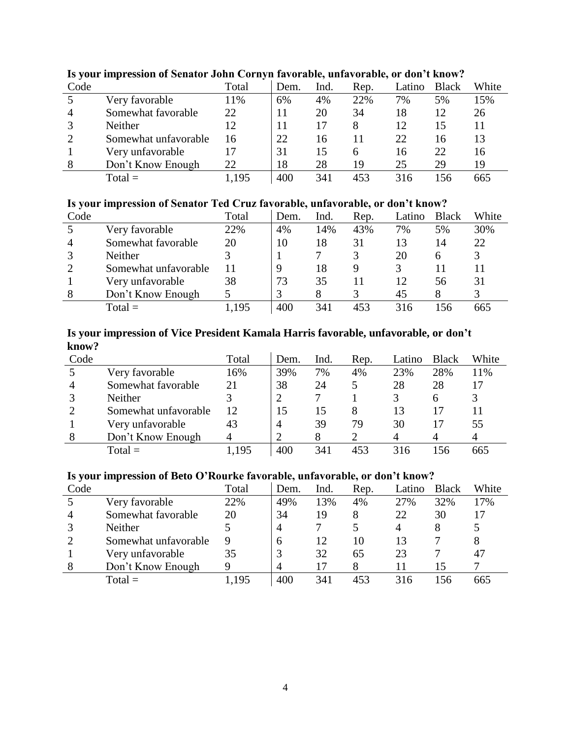**Is your impression of Senator John Cornyn favorable, unfavorable, or don't know?**

| Code | | Total | Dem. | Ind. | Rep. | Latino | Black | White |
|---|---|---|---|---|---|---|---|---|
| 5 | Very favorable | 11% | 6% | 4% | 22% | 7% | 5% | 15% |
| 4 | Somewhat favorable | 22 | 11 | 20 | 34 | 18 | 12 | 26 |
| 3 | Neither | 12 | 11 | 17 | 8 | 12 | 15 | 11 |
| 2 | Somewhat unfavorable | 16 | 22 | 16 | 11 | 22 | 16 | 13 |
| 1 | Very unfavorable | 17 | 31 | 15 | 6 | 16 | 22 | 16 |
| 8 | Don't Know Enough | 22 | 18 | 28 | 19 | 25 | 29 | 19 |
| | Total = | 1,195 | 400 | 341 | 453 | 316 | 156 | 665 |

**Is your impression of Senator Ted Cruz favorable, unfavorable, or don't know?**

| Code | | Total | Dem. | Ind. | Rep. | Latino | Black | White |
|---|---|---|---|---|---|---|---|---|
| 5 | Very favorable | 22% | 4% | 14% | 43% | 7% | 5% | 30% |
| 4 | Somewhat favorable | 20 | 10 | 18 | 31 | 13 | 14 | 22 |
| 3 | Neither | 3 | 1 | 7 | 3 | 20 | 6 | 3 |
| 2 | Somewhat unfavorable | 11 | 9 | 18 | 9 | 3 | 11 | 11 |
| 1 | Very unfavorable | 38 | 73 | 35 | 11 | 12 | 56 | 31 |
| 8 | Don't Know Enough | 5 | 3 | 8 | 3 | 45 | 8 | 3 |
| | Total = | 1,195 | 400 | 341 | 453 | 316 | 156 | 665 |

**Is your impression of Vice President Kamala Harris favorable, unfavorable, or don't know?**

| Code | | Total | Dem. | Ind. | Rep. | Latino | Black | White |
|---|---|---|---|---|---|---|---|---|
| 5 | Very favorable | 16% | 39% | 7% | 4% | 23% | 28% | 11% |
| 4 | Somewhat favorable | 21 | 38 | 24 | 5 | 28 | 28 | 17 |
| 3 | Neither | 3 | 2 | 7 | 1 | 3 | 6 | 3 |
| 2 | Somewhat unfavorable | 12 | 15 | 15 | 8 | 13 | 17 | 11 |
| 1 | Very unfavorable | 43 | 4 | 39 | 79 | 30 | 17 | 55 |
| 8 | Don't Know Enough | 4 | 2 | 8 | 2 | 4 | 4 | 4 |
| | Total = | 1,195 | 400 | 341 | 453 | 316 | 156 | 665 |

**Is your impression of Beto O'Rourke favorable, unfavorable, or don't know?**

| Code | | Total | Dem. | Ind. | Rep. | Latino | Black | White |
|---|---|---|---|---|---|---|---|---|
| 5 | Very favorable | 22% | 49% | 13% | 4% | 27% | 32% | 17% |
| 4 | Somewhat favorable | 20 | 34 | 19 | 8 | 22 | 30 | 17 |
| 3 | Neither | 5 | 4 | 7 | 5 | 4 | 8 | 5 |
| 2 | Somewhat unfavorable | 9 | 6 | 12 | 10 | 13 | 7 | 8 |
| 1 | Very unfavorable | 35 | 3 | 32 | 65 | 23 | 7 | 47 |
| 8 | Don't Know Enough | 9 | 4 | 17 | 8 | 11 | 15 | 7 |
| | Total = | 1,195 | 400 | 341 | 453 | 316 | 156 | 665 |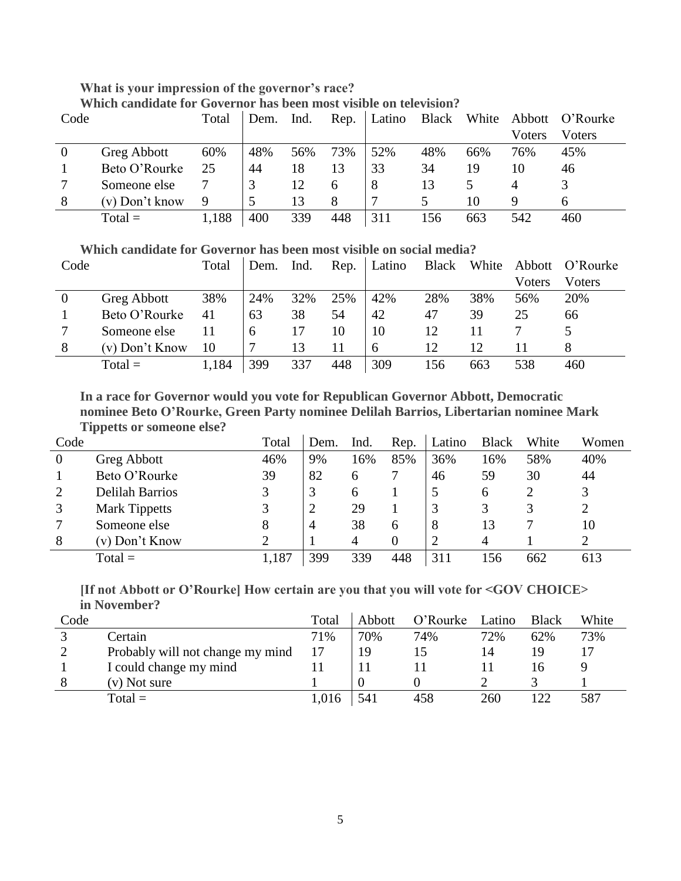**What is your impression of the governor's race?**

**Which candidate for Governor has been most visible on television?**

| Code | | Total | Dem. | Ind. | Rep. | Latino | Black | White | Abbott Voters | O'Rourke Voters |
|---|---|---|---|---|---|---|---|---|---|---|
| 0 | Greg Abbott | 60% | 48% | 56% | 73% | 52% | 48% | 66% | 76% | 45% |
| 1 | Beto O'Rourke | 25 | 44 | 18 | 13 | 33 | 34 | 19 | 10 | 46 |
| 7 | Someone else | 7 | 3 | 12 | 6 | 8 | 13 | 5 | 4 | 3 |
| 8 | (v) Don't know | 9 | 5 | 13 | 8 | 7 | 5 | 10 | 9 | 6 |
| | Total = | 1,188 | 400 | 339 | 448 | 311 | 156 | 663 | 542 | 460 |

**Which candidate for Governor has been most visible on social media?**

| Code | | Total | Dem. | Ind. | Rep. | Latino | Black | White | Abbott Voters | O'Rourke Voters |
|---|---|---|---|---|---|---|---|---|---|---|
| 0 | Greg Abbott | 38% | 24% | 32% | 25% | 42% | 28% | 38% | 56% | 20% |
| 1 | Beto O'Rourke | 41 | 63 | 38 | 54 | 42 | 47 | 39 | 25 | 66 |
| 7 | Someone else | 11 | 6 | 17 | 10 | 10 | 12 | 11 | 7 | 5 |
| 8 | (v) Don't Know | 10 | 7 | 13 | 11 | 6 | 12 | 12 | 11 | 8 |
| | Total = | 1,184 | 399 | 337 | 448 | 309 | 156 | 663 | 538 | 460 |

**In a race for Governor would you vote for Republican Governor Abbott, Democratic nominee Beto O'Rourke, Green Party nominee Delilah Barrios, Libertarian nominee Mark Tippetts or someone else?**

| Code | | Total | Dem. | Ind. | Rep. | Latino | Black | White | Women |
|---|---|---|---|---|---|---|---|---|---|
| 0 | Greg Abbott | 46% | 9% | 16% | 85% | 36% | 16% | 58% | 40% |
| 1 | Beto O'Rourke | 39 | 82 | 6 | 7 | 46 | 59 | 30 | 44 |
| 2 | Delilah Barrios | 3 | 3 | 6 | 1 | 5 | 6 | 2 | 3 |
| 3 | Mark Tippetts | 3 | 2 | 29 | 1 | 3 | 3 | 3 | 2 |
| 7 | Someone else | 8 | 4 | 38 | 6 | 8 | 13 | 7 | 10 |
| 8 | (v) Don't Know | 2 | 1 | 4 | 0 | 2 | 4 | 1 | 2 |
| | Total = | 1,187 | 399 | 339 | 448 | 311 | 156 | 662 | 613 |

**[If not Abbott or O'Rourke] How certain are you that you will vote for <GOV CHOICE> in November?**

| Code | | Total | Abbott | O'Rourke | Latino | Black | White |
|---|---|---|---|---|---|---|---|
| 3 | Certain | 71% | 70% | 74% | 72% | 62% | 73% |
| 2 | Probably will not change my mind | 17 | 19 | 15 | 14 | 19 | 17 |
| 1 | I could change my mind | 11 | 11 | 11 | 11 | 16 | 9 |
| 8 | (v) Not sure | 1 | 0 | 0 | 2 | 3 | 1 |
| | Total = | 1,016 | 541 | 458 | 260 | 122 | 587 |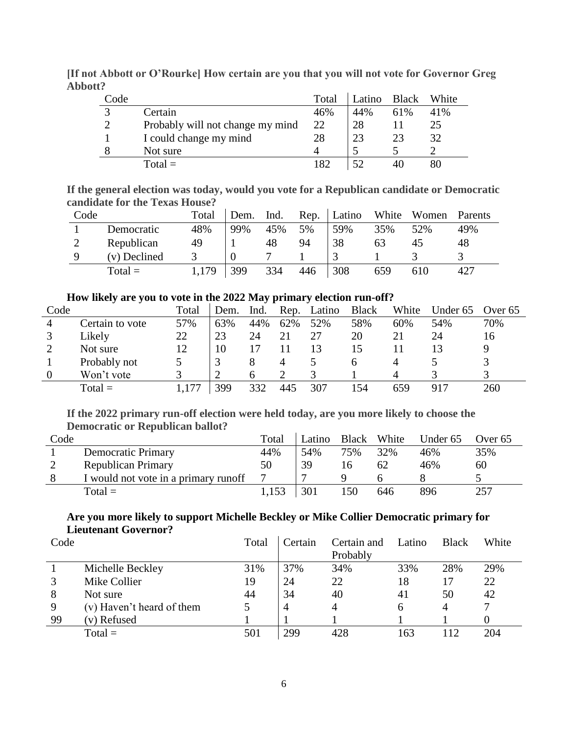**[If not Abbott or O'Rourke] How certain are you that you will not vote for Governor Greg Abbott?**

| Code | | Total | Latino | Black | White |
|---|---|---|---|---|---|
| 3 | Certain | 46% | 44% | 61% | 41% |
| 2 | Probably will not change my mind | 22 | 28 | 11 | 25 |
| 1 | I could change my mind | 28 | 23 | 23 | 32 |
| 8 | Not sure | 4 | 5 | 5 | 2 |
| | Total = | 182 | 52 | 40 | 80 |

**If the general election was today, would you vote for a Republican candidate or Democratic candidate for the Texas House?**

| Code | | Total | Dem. | Ind. | Rep. | Latino | White | Women | Parents |
|---|---|---|---|---|---|---|---|---|---|
| 1 | Democratic | 48% | 99% | 45% | 5% | 59% | 35% | 52% | 49% |
| 2 | Republican | 49 | 1 | 48 | 94 | 38 | 63 | 45 | 48 |
| 9 | (v) Declined | 3 | 0 | 7 | 1 | 3 | 1 | 3 | 3 |
| | Total = | 1,179 | 399 | 334 | 446 | 308 | 659 | 610 | 427 |

**How likely are you to vote in the 2022 May primary election run-off?**

| Code | | Total | Dem. | Ind. | Rep. | Latino | Black | White | Under 65 | Over 65 |
|---|---|---|---|---|---|---|---|---|---|---|
| 4 | Certain to vote | 57% | 63% | 44% | 62% | 52% | 58% | 60% | 54% | 70% |
| 3 | Likely | 22 | 23 | 24 | 21 | 27 | 20 | 21 | 24 | 16 |
| 2 | Not sure | 12 | 10 | 17 | 11 | 13 | 15 | 11 | 13 | 9 |
| 1 | Probably not | 5 | 3 | 8 | 4 | 5 | 6 | 4 | 5 | 3 |
| 0 | Won't vote | 3 | 2 | 6 | 2 | 3 | 1 | 4 | 3 | 3 |
| | Total = | 1,177 | 399 | 332 | 445 | 307 | 154 | 659 | 917 | 260 |

**If the 2022 primary run-off election were held today, are you more likely to choose the Democratic or Republican ballot?**

| Code | | Total | Latino | Black | White | Under 65 | Over 65 |
|---|---|---|---|---|---|---|---|
| 1 | Democratic Primary | 44% | 54% | 75% | 32% | 46% | 35% |
| 2 | Republican Primary | 50 | 39 | 16 | 62 | 46% | 60 |
| 8 | I would not vote in a primary runoff | 7 | 7 | 9 | 6 | 8 | 5 |
| | Total = | 1,153 | 301 | 150 | 646 | 896 | 257 |

**Are you more likely to support Michelle Beckley or Mike Collier Democratic primary for Lieutenant Governor?**

| Code | | Total | Certain | Certain and Probably | Latino | Black | White |
|---|---|---|---|---|---|---|---|
| 1 | Michelle Beckley | 31% | 37% | 34% | 33% | 28% | 29% |
| 3 | Mike Collier | 19 | 24 | 22 | 18 | 17 | 22 |
| 8 | Not sure | 44 | 34 | 40 | 41 | 50 | 42 |
| 9 | (v) Haven't heard of them | 5 | 4 | 4 | 6 | 4 | 7 |
| 99 | (v) Refused | 1 | 1 | 1 | 1 | 1 | 0 |
| | Total = | 501 | 299 | 428 | 163 | 112 | 204 |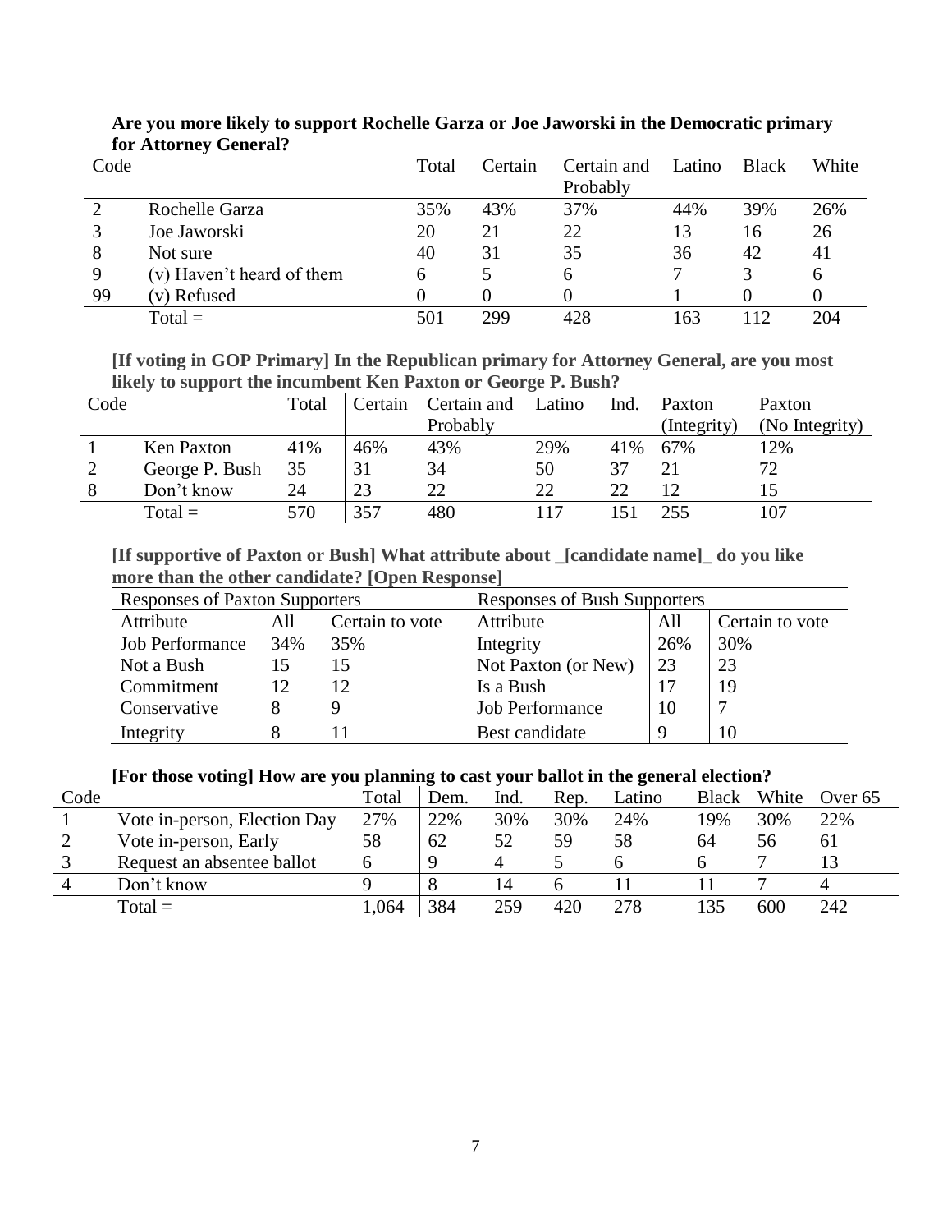**Are you more likely to support Rochelle Garza or Joe Jaworski in the Democratic primary for Attorney General?**

| Code | | Total | Certain | Certain and Probably | Latino | Black | White |
|---|---|---|---|---|---|---|---|
| 2 | Rochelle Garza | 35% | 43% | 37% | 44% | 39% | 26% |
| 3 | Joe Jaworski | 20 | 21 | 22 | 13 | 16 | 26 |
| 8 | Not sure | 40 | 31 | 35 | 36 | 42 | 41 |
| 9 | (v) Haven't heard of them | 6 | 5 | 6 | 7 | 3 | 6 |
| 99 | (v) Refused | 0 | 0 | 0 | 1 | 0 | 0 |
| | Total = | 501 | 299 | 428 | 163 | 112 | 204 |

**[If voting in GOP Primary] In the Republican primary for Attorney General, are you most likely to support the incumbent Ken Paxton or George P. Bush?**

| Code | | Total | Certain | Certain and Probably | Latino | Ind. | Paxton (Integrity) | Paxton (No Integrity) |
|---|---|---|---|---|---|---|---|---|
| 1 | Ken Paxton | 41% | 46% | 43% | 29% | 41% | 67% | 12% |
| 2 | George P. Bush | 35 | 31 | 34 | 50 | 37 | 21 | 72 |
| 8 | Don't know | 24 | 23 | 22 | 22 | 22 | 12 | 15 |
| | Total = | 570 | 357 | 480 | 117 | 151 | 255 | 107 |

**[If supportive of Paxton or Bush] What attribute about _[candidate name]_ do you like more than the other candidate? [Open Response]**

| Responses of Paxton Supporters | | | Responses of Bush Supporters | | |
|---|---|---|---|---|---|
| Attribute | All | Certain to vote | Attribute | All | Certain to vote |
| Job Performance | 34% | 35% | Integrity | 26% | 30% |
| Not a Bush | 15 | 15 | Not Paxton (or New) | 23 | 23 |
| Commitment | 12 | 12 | Is a Bush | 17 | 19 |
| Conservative | 8 | 9 | Job Performance | 10 | 7 |
| Integrity | 8 | 11 | Best candidate | 9 | 10 |

**[For those voting] How are you planning to cast your ballot in the general election?**

| Code | | Total | Dem. | Ind. | Rep. | Latino | Black | White | Over 65 |
|---|---|---|---|---|---|---|---|---|---|
| 1 | Vote in-person, Election Day | 27% | 22% | 30% | 30% | 24% | 19% | 30% | 22% |
| 2 | Vote in-person, Early | 58 | 62 | 52 | 59 | 58 | 64 | 56 | 61 |
| 3 | Request an absentee ballot | 6 | 9 | 4 | 5 | 6 | 6 | 7 | 13 |
| 4 | Don't know | 9 | 8 | 14 | 6 | 11 | 11 | 7 | 4 |
| | Total = | 1,064 | 384 | 259 | 420 | 278 | 135 | 600 | 242 |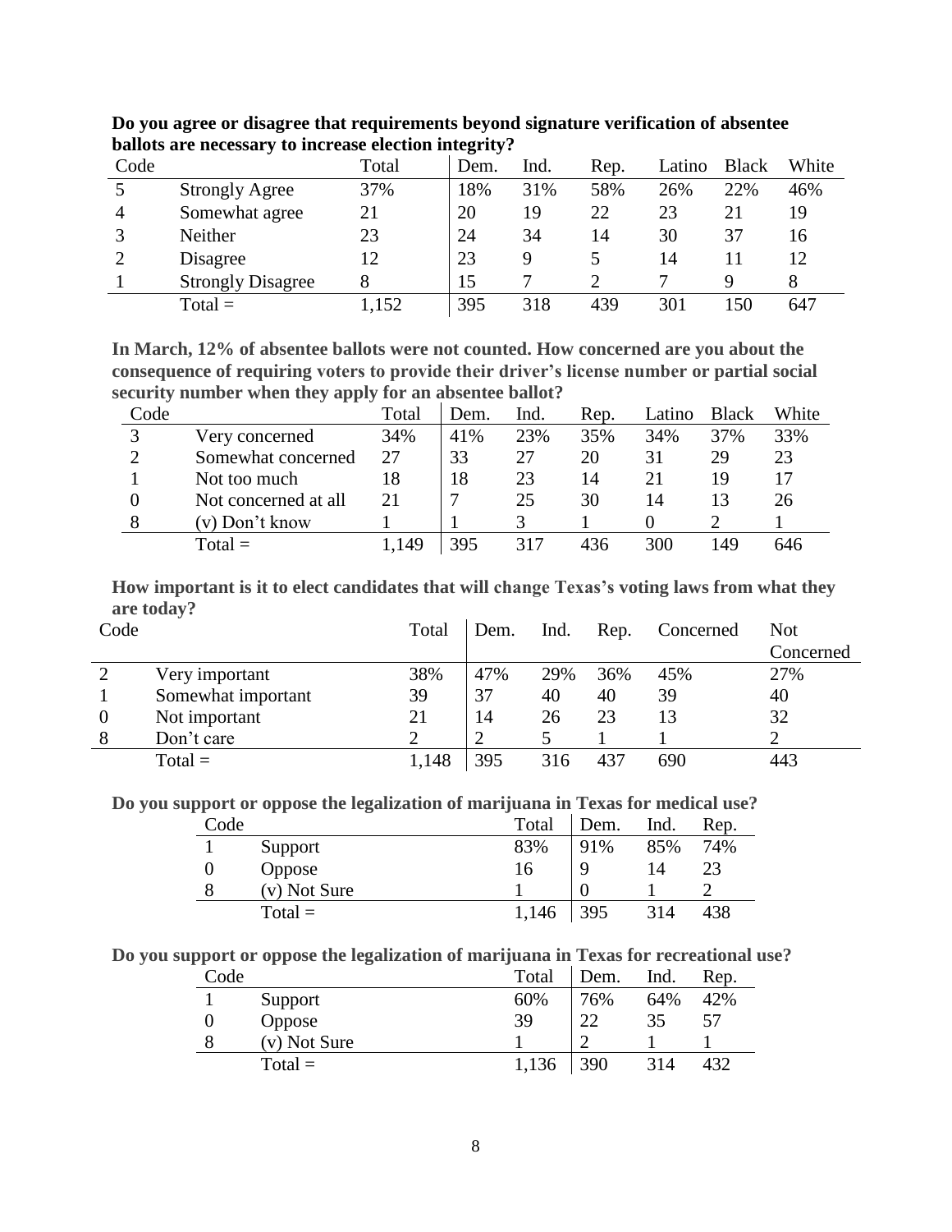**Do you agree or disagree that requirements beyond signature verification of absentee ballots are necessary to increase election integrity?**

| Code | | Total | Dem. | Ind. | Rep. | Latino | Black | White |
|---|---|---|---|---|---|---|---|---|
| 5 | Strongly Agree | 37% | 18% | 31% | 58% | 26% | 22% | 46% |
| 4 | Somewhat agree | 21 | 20 | 19 | 22 | 23 | 21 | 19 |
| 3 | Neither | 23 | 24 | 34 | 14 | 30 | 37 | 16 |
| 2 | Disagree | 12 | 23 | 9 | 5 | 14 | 11 | 12 |
| 1 | Strongly Disagree | 8 | 15 | 7 | 2 | 7 | 9 | 8 |
| | Total = | 1,152 | 395 | 318 | 439 | 301 | 150 | 647 |

**In March, 12% of absentee ballots were not counted. How concerned are you about the consequence of requiring voters to provide their driver's license number or partial social security number when they apply for an absentee ballot?**

| Code | | Total | Dem. | Ind. | Rep. | Latino | Black | White |
|---|---|---|---|---|---|---|---|---|
| 3 | Very concerned | 34% | 41% | 23% | 35% | 34% | 37% | 33% |
| 2 | Somewhat concerned | 27 | 33 | 27 | 20 | 31 | 29 | 23 |
| 1 | Not too much | 18 | 18 | 23 | 14 | 21 | 19 | 17 |
| 0 | Not concerned at all | 21 | 7 | 25 | 30 | 14 | 13 | 26 |
| 8 | (v) Don't know | 1 | 1 | 3 | 1 | 0 | 2 | 1 |
| | Total = | 1,149 | 395 | 317 | 436 | 300 | 149 | 646 |

**How important is it to elect candidates that will change Texas's voting laws from what they are today?**

| Code | | Total | Dem. | Ind. | Rep. | Concerned | Not Concerned |
|---|---|---|---|---|---|---|---|
| 2 | Very important | 38% | 47% | 29% | 36% | 45% | 27% |
| 1 | Somewhat important | 39 | 37 | 40 | 40 | 39 | 40 |
| 0 | Not important | 21 | 14 | 26 | 23 | 13 | 32 |
| 8 | Don't care | 2 | 2 | 5 | 1 | 1 | 2 |
| | Total = | 1,148 | 395 | 316 | 437 | 690 | 443 |

**Do you support or oppose the legalization of marijuana in Texas for medical use?**

| Code | | Total | Dem. | Ind. | Rep. |
|---|---|---|---|---|---|
| 1 | Support | 83% | 91% | 85% | 74% |
| 0 | Oppose | 16 | 9 | 14 | 23 |
| 8 | (v) Not Sure | 1 | 0 | 1 | 2 |
| | Total = | 1,146 | 395 | 314 | 438 |

**Do you support or oppose the legalization of marijuana in Texas for recreational use?**

| Code | | Total | Dem. | Ind. | Rep. |
|---|---|---|---|---|---|
| 1 | Support | 60% | 76% | 64% | 42% |
| 0 | Oppose | 39 | 22 | 35 | 57 |
| 8 | (v) Not Sure | 1 | 2 | 1 | 1 |
| | Total = | 1,136 | 390 | 314 | 432 |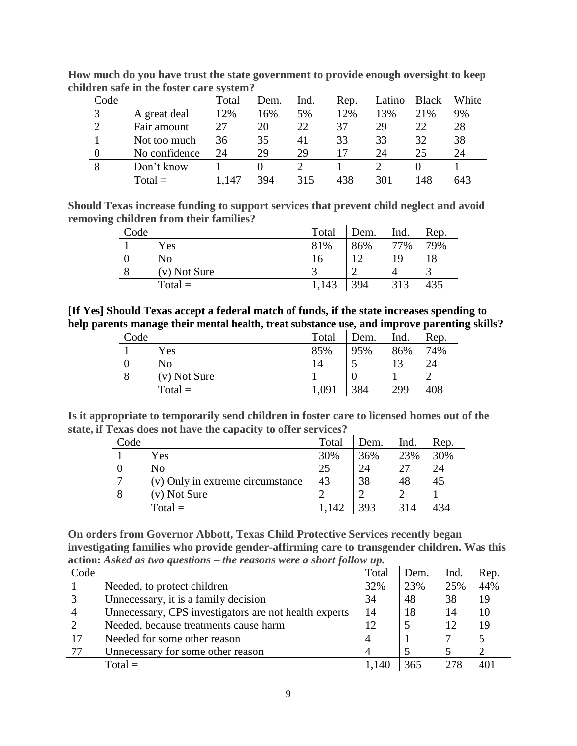**How much do you have trust the state government to provide enough oversight to keep children safe in the foster care system?**

| Code | | Total | Dem. | Ind. | Rep. | Latino | Black | White |
|---|---|---|---|---|---|---|---|---|
| 3 | A great deal | 12% | 16% | 5% | 12% | 13% | 21% | 9% |
| 2 | Fair amount | 27 | 20 | 22 | 37 | 29 | 22 | 28 |
| 1 | Not too much | 36 | 35 | 41 | 33 | 33 | 32 | 38 |
| 0 | No confidence | 24 | 29 | 29 | 17 | 24 | 25 | 24 |
| 8 | Don't know | 1 | 0 | 2 | 1 | 2 | 0 | 1 |
| | Total = | 1,147 | 394 | 315 | 438 | 301 | 148 | 643 |

**Should Texas increase funding to support services that prevent child neglect and avoid removing children from their families?**

| Code | | Total | Dem. | Ind. | Rep. |
|---|---|---|---|---|---|
| 1 | Yes | 81% | 86% | 77% | 79% |
| 0 | No | 16 | 12 | 19 | 18 |
| 8 | (v) Not Sure | 3 | 2 | 4 | 3 |
| | Total = | 1,143 | 394 | 313 | 435 |

**[If Yes] Should Texas accept a federal match of funds, if the state increases spending to help parents manage their mental health, treat substance use, and improve parenting skills?**

| Code | | Total | Dem. | Ind. | Rep. |
|---|---|---|---|---|---|
| 1 | Yes | 85% | 95% | 86% | 74% |
| 0 | No | 14 | 5 | 13 | 24 |
| 8 | (v) Not Sure | 1 | 0 | 1 | 2 |
| | Total = | 1,091 | 384 | 299 | 408 |

**Is it appropriate to temporarily send children in foster care to licensed homes out of the state, if Texas does not have the capacity to offer services?**

| Code | | Total | Dem. | Ind. | Rep. |
|---|---|---|---|---|---|
| 1 | Yes | 30% | 36% | 23% | 30% |
| 0 | No | 25 | 24 | 27 | 24 |
| 7 | (v) Only in extreme circumstance | 43 | 38 | 48 | 45 |
| 8 | (v) Not Sure | 2 | 2 | 2 | 1 |
| | Total = | 1,142 | 393 | 314 | 434 |

**On orders from Governor Abbott, Texas Child Protective Services recently began investigating families who provide gender-affirming care to transgender children. Was this action:** ***Asked as two questions – the reasons were a short follow up.***

| Code | | Total | Dem. | Ind. | Rep. |
|---|---|---|---|---|---|
| 1 | Needed, to protect children | 32% | 23% | 25% | 44% |
| 3 | Unnecessary, it is a family decision | 34 | 48 | 38 | 19 |
| 4 | Unnecessary, CPS investigators are not health experts | 14 | 18 | 14 | 10 |
| 2 | Needed, because treatments cause harm | 12 | 5 | 12 | 19 |
| 17 | Needed for some other reason | 4 | 1 | 7 | 5 |
| 77 | Unnecessary for some other reason | 4 | 5 | 5 | 2 |
| | Total = | 1,140 | 365 | 278 | 401 |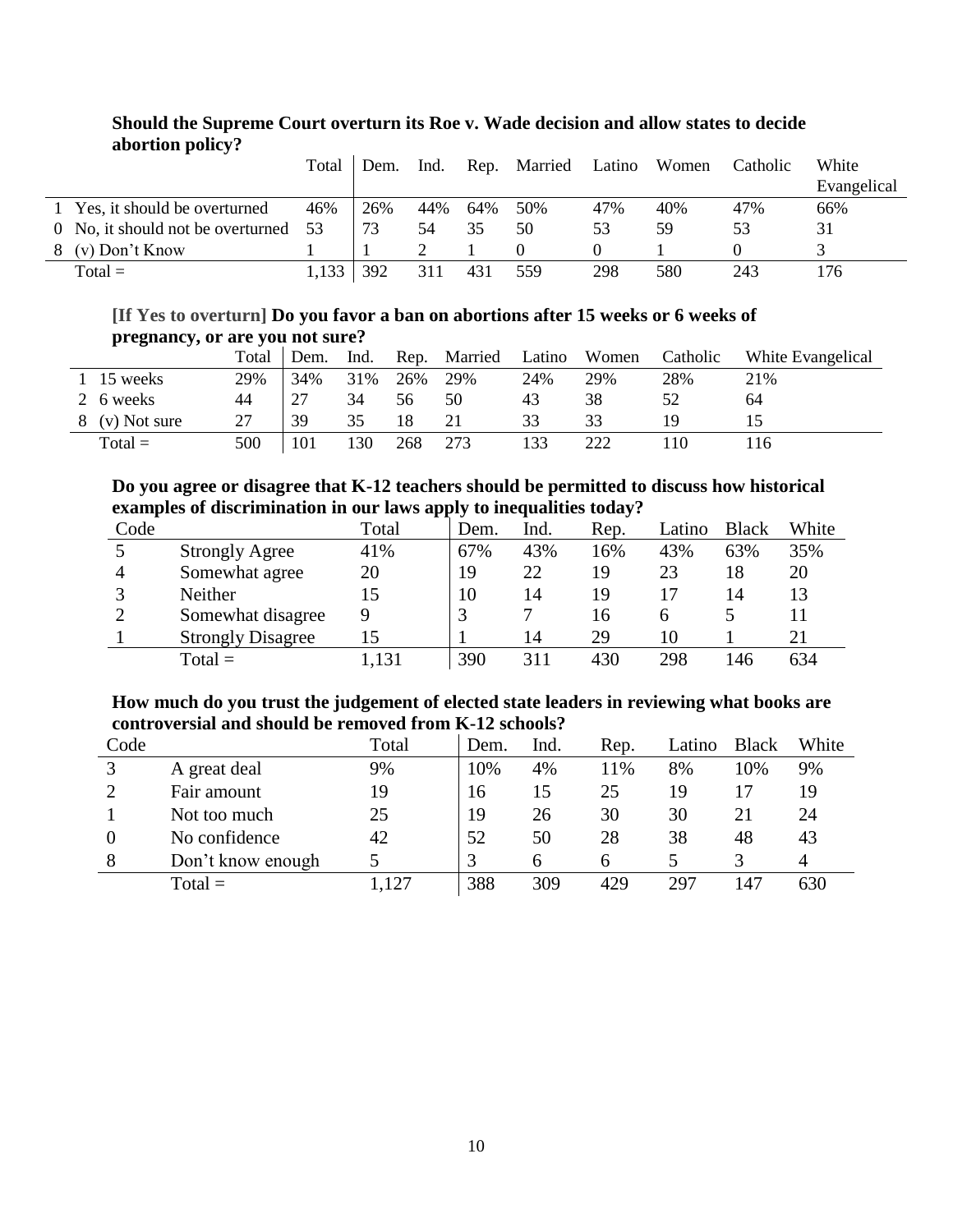**Should the Supreme Court overturn its Roe v. Wade decision and allow states to decide abortion policy?**

| | | Total | Dem. | Ind. | Rep. | Married | Latino | Women | Catholic | White Evangelical |
|---|---|---|---|---|---|---|---|---|---|---|
| 1 | Yes, it should be overturned | 46% | 26% | 44% | 64% | 50% | 47% | 40% | 47% | 66% |
| 0 | No, it should not be overturned | 53 | 73 | 54 | 35 | 50 | 53 | 59 | 53 | 31 |
| 8 | (v) Don't Know | 1 | 1 | 2 | 1 | 0 | 0 | 1 | 0 | 3 |
| | Total = | 1,133 | 392 | 311 | 431 | 559 | 298 | 580 | 243 | 176 |

**[If Yes to overturn] Do you favor a ban on abortions after 15 weeks or 6 weeks of pregnancy, or are you not sure?**

| | | Total | Dem. | Ind. | Rep. | Married | Latino | Women | Catholic | White Evangelical |
|---|---|---|---|---|---|---|---|---|---|---|
| 1 | 15 weeks | 29% | 34% | 31% | 26% | 29% | 24% | 29% | 28% | 21% |
| 2 | 6 weeks | 44 | 27 | 34 | 56 | 50 | 43 | 38 | 52 | 64 |
| 8 | (v) Not sure | 27 | 39 | 35 | 18 | 21 | 33 | 33 | 19 | 15 |
| | Total = | 500 | 101 | 130 | 268 | 273 | 133 | 222 | 110 | 116 |

**Do you agree or disagree that K-12 teachers should be permitted to discuss how historical examples of discrimination in our laws apply to inequalities today?**

| Code | | Total | Dem. | Ind. | Rep. | Latino | Black | White |
|---|---|---|---|---|---|---|---|---|
| 5 | Strongly Agree | 41% | 67% | 43% | 16% | 43% | 63% | 35% |
| 4 | Somewhat agree | 20 | 19 | 22 | 19 | 23 | 18 | 20 |
| 3 | Neither | 15 | 10 | 14 | 19 | 17 | 14 | 13 |
| 2 | Somewhat disagree | 9 | 3 | 7 | 16 | 6 | 5 | 11 |
| 1 | Strongly Disagree | 15 | 1 | 14 | 29 | 10 | 1 | 21 |
| | Total = | 1,131 | 390 | 311 | 430 | 298 | 146 | 634 |

**How much do you trust the judgement of elected state leaders in reviewing what books are controversial and should be removed from K-12 schools?**

| Code | | Total | Dem. | Ind. | Rep. | Latino | Black | White |
|---|---|---|---|---|---|---|---|---|
| 3 | A great deal | 9% | 10% | 4% | 11% | 8% | 10% | 9% |
| 2 | Fair amount | 19 | 16 | 15 | 25 | 19 | 17 | 19 |
| 1 | Not too much | 25 | 19 | 26 | 30 | 30 | 21 | 24 |
| 0 | No confidence | 42 | 52 | 50 | 28 | 38 | 48 | 43 |
| 8 | Don't know enough | 5 | 3 | 6 | 6 | 5 | 3 | 4 |
| | Total = | 1,127 | 388 | 309 | 429 | 297 | 147 | 630 |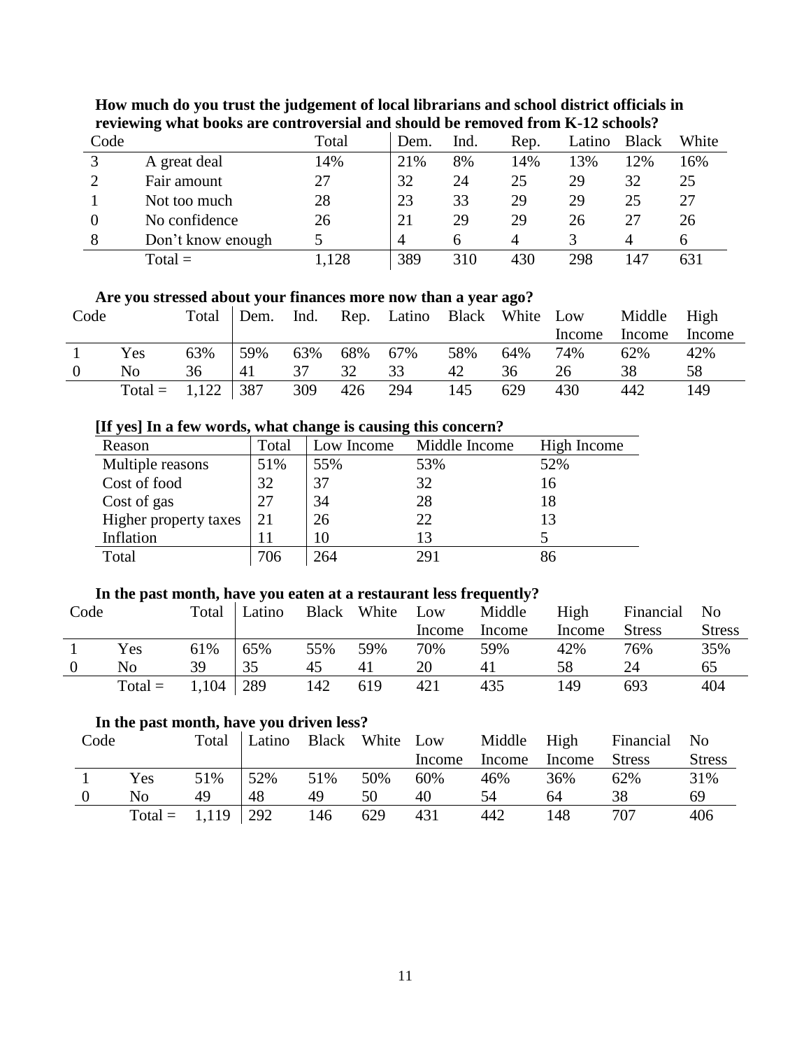**How much do you trust the judgement of local librarians and school district officials in reviewing what books are controversial and should be removed from K-12 schools?**

| Code | | Total | Dem. | Ind. | Rep. | Latino | Black | White |
|---|---|---|---|---|---|---|---|---|
| 3 | A great deal | 14% | 21% | 8% | 14% | 13% | 12% | 16% |
| 2 | Fair amount | 27 | 32 | 24 | 25 | 29 | 32 | 25 |
| 1 | Not too much | 28 | 23 | 33 | 29 | 29 | 25 | 27 |
| 0 | No confidence | 26 | 21 | 29 | 29 | 26 | 27 | 26 |
| 8 | Don't know enough | 5 | 4 | 6 | 4 | 3 | 4 | 6 |
| | Total = | 1,128 | 389 | 310 | 430 | 298 | 147 | 631 |

**Are you stressed about your finances more now than a year ago?**

| Code | | Total | Dem. | Ind. | Rep. | Latino | Black | White | Low Income | Middle Income | High Income |
|---|---|---|---|---|---|---|---|---|---|---|---|
| 1 | Yes | 63% | 59% | 63% | 68% | 67% | 58% | 64% | 74% | 62% | 42% |
| 0 | No | 36 | 41 | 37 | 32 | 33 | 42 | 36 | 26 | 38 | 58 |
| | Total = | 1,122 | 387 | 309 | 426 | 294 | 145 | 629 | 430 | 442 | 149 |

**[If yes] In a few words, what change is causing this concern?**

| Reason | Total | Low Income | Middle Income | High Income |
|---|---|---|---|---|
| Multiple reasons | 51% | 55% | 53% | 52% |
| Cost of food | 32 | 37 | 32 | 16 |
| Cost of gas | 27 | 34 | 28 | 18 |
| Higher property taxes | 21 | 26 | 22 | 13 |
| Inflation | 11 | 10 | 13 | 5 |
| Total | 706 | 264 | 291 | 86 |

**In the past month, have you eaten at a restaurant less frequently?**

| Code | | Total | Latino | Black | White | Low Income | Middle Income | High Income | Financial Stress | No Stress |
|---|---|---|---|---|---|---|---|---|---|---|
| 1 | Yes | 61% | 65% | 55% | 59% | 70% | 59% | 42% | 76% | 35% |
| 0 | No | 39 | 35 | 45 | 41 | 20 | 41 | 58 | 24 | 65 |
| | Total = | 1,104 | 289 | 142 | 619 | 421 | 435 | 149 | 693 | 404 |

**In the past month, have you driven less?**

| Code | | Total | Latino | Black | White | Low Income | Middle Income | High Income | Financial Stress | No Stress |
|---|---|---|---|---|---|---|---|---|---|---|
| 1 | Yes | 51% | 52% | 51% | 50% | 60% | 46% | 36% | 62% | 31% |
| 0 | No | 49 | 48 | 49 | 50 | 40 | 54 | 64 | 38 | 69 |
| | Total = | 1,119 | 292 | 146 | 629 | 431 | 442 | 148 | 707 | 406 |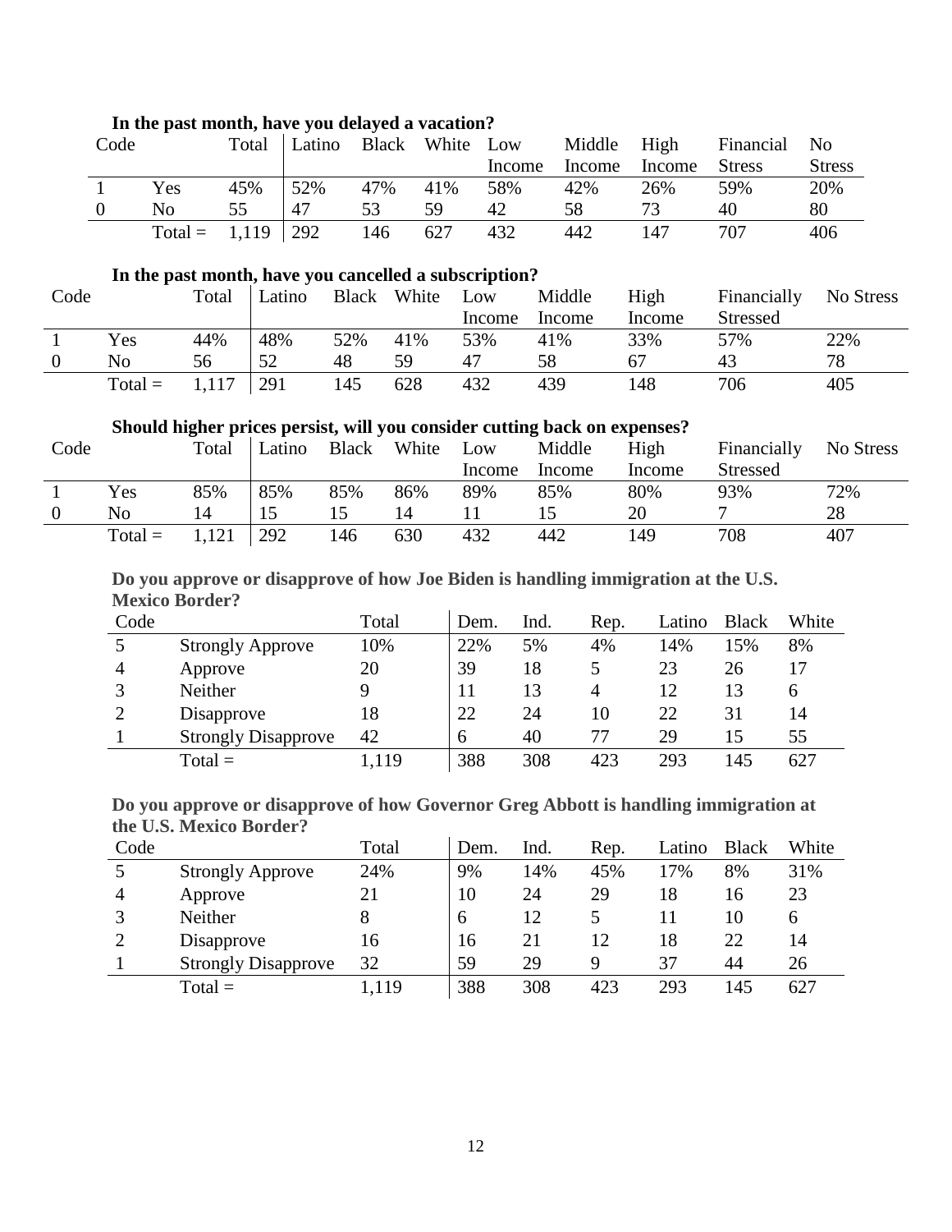**In the past month, have you delayed a vacation?**

| Code | | Total | Latino | Black | White | Low Income | Middle Income | High Income | Financial Stress | No Stress |
|---|---|---|---|---|---|---|---|---|---|---|
| 1 | Yes | 45% | 52% | 47% | 41% | 58% | 42% | 26% | 59% | 20% |
| 0 | No | 55 | 47 | 53 | 59 | 42 | 58 | 73 | 40 | 80 |
| | Total = | 1,119 | 292 | 146 | 627 | 432 | 442 | 147 | 707 | 406 |

**In the past month, have you cancelled a subscription?**

| Code | | Total | Latino | Black | White | Low Income | Middle Income | High Income | Financially Stressed | No Stress |
|---|---|---|---|---|---|---|---|---|---|---|
| 1 | Yes | 44% | 48% | 52% | 41% | 53% | 41% | 33% | 57% | 22% |
| 0 | No | 56 | 52 | 48 | 59 | 47 | 58 | 67 | 43 | 78 |
| | Total = | 1,117 | 291 | 145 | 628 | 432 | 439 | 148 | 706 | 405 |

**Should higher prices persist, will you consider cutting back on expenses?**

| Code | | Total | Latino | Black | White | Low Income | Middle Income | High Income | Financially Stressed | No Stress |
|---|---|---|---|---|---|---|---|---|---|---|
| 1 | Yes | 85% | 85% | 85% | 86% | 89% | 85% | 80% | 93% | 72% |
| 0 | No | 14 | 15 | 15 | 14 | 11 | 15 | 20 | 7 | 28 |
| | Total = | 1,121 | 292 | 146 | 630 | 432 | 442 | 149 | 708 | 407 |

**Do you approve or disapprove of how Joe Biden is handling immigration at the U.S. Mexico Border?**

| Code | | Total | Dem. | Ind. | Rep. | Latino | Black | White |
|---|---|---|---|---|---|---|---|---|
| 5 | Strongly Approve | 10% | 22% | 5% | 4% | 14% | 15% | 8% |
| 4 | Approve | 20 | 39 | 18 | 5 | 23 | 26 | 17 |
| 3 | Neither | 9 | 11 | 13 | 4 | 12 | 13 | 6 |
| 2 | Disapprove | 18 | 22 | 24 | 10 | 22 | 31 | 14 |
| 1 | Strongly Disapprove | 42 | 6 | 40 | 77 | 29 | 15 | 55 |
| | Total = | 1,119 | 388 | 308 | 423 | 293 | 145 | 627 |

**Do you approve or disapprove of how Governor Greg Abbott is handling immigration at the U.S. Mexico Border?**

| Code | | Total | Dem. | Ind. | Rep. | Latino | Black | White |
|---|---|---|---|---|---|---|---|---|
| 5 | Strongly Approve | 24% | 9% | 14% | 45% | 17% | 8% | 31% |
| 4 | Approve | 21 | 10 | 24 | 29 | 18 | 16 | 23 |
| 3 | Neither | 8 | 6 | 12 | 5 | 11 | 10 | 6 |
| 2 | Disapprove | 16 | 16 | 21 | 12 | 18 | 22 | 14 |
| 1 | Strongly Disapprove | 32 | 59 | 29 | 9 | 37 | 44 | 26 |
| | Total = | 1,119 | 388 | 308 | 423 | 293 | 145 | 627 |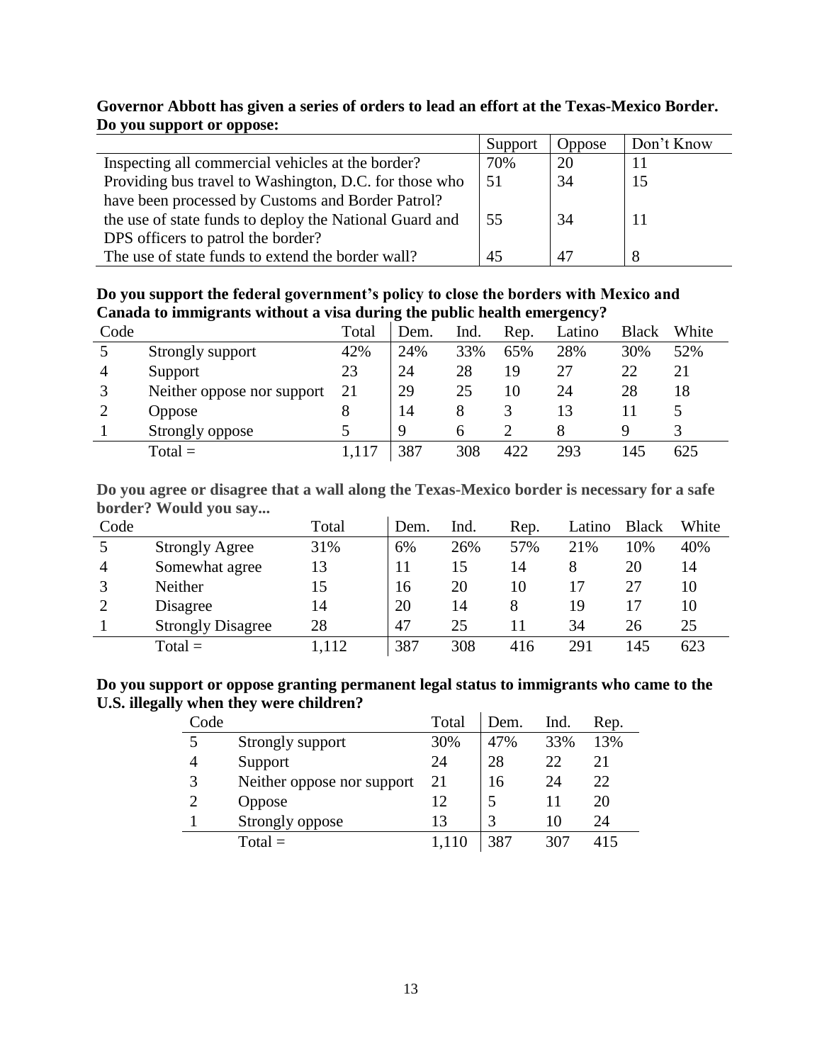**Governor Abbott has given a series of orders to lead an effort at the Texas-Mexico Border. Do you support or oppose:**

| | Support | Oppose | Don't Know |
|---|---|---|---|
| Inspecting all commercial vehicles at the border? | 70% | 20 | 11 |
| Providing bus travel to Washington, D.C. for those who have been processed by Customs and Border Patrol? | 51 | 34 | 15 |
| the use of state funds to deploy the National Guard and DPS officers to patrol the border? | 55 | 34 | 11 |
| The use of state funds to extend the border wall? | 45 | 47 | 8 |

**Do you support the federal government's policy to close the borders with Mexico and Canada to immigrants without a visa during the public health emergency?**

| Code | | Total | Dem. | Ind. | Rep. | Latino | Black | White |
|---|---|---|---|---|---|---|---|---|
| 5 | Strongly support | 42% | 24% | 33% | 65% | 28% | 30% | 52% |
| 4 | Support | 23 | 24 | 28 | 19 | 27 | 22 | 21 |
| 3 | Neither oppose nor support | 21 | 29 | 25 | 10 | 24 | 28 | 18 |
| 2 | Oppose | 8 | 14 | 8 | 3 | 13 | 11 | 5 |
| 1 | Strongly oppose | 5 | 9 | 6 | 2 | 8 | 9 | 3 |
| | Total = | 1,117 | 387 | 308 | 422 | 293 | 145 | 625 |

**Do you agree or disagree that a wall along the Texas-Mexico border is necessary for a safe border? Would you say...**

| Code | | Total | Dem. | Ind. | Rep. | Latino | Black | White |
|---|---|---|---|---|---|---|---|---|
| 5 | Strongly Agree | 31% | 6% | 26% | 57% | 21% | 10% | 40% |
| 4 | Somewhat agree | 13 | 11 | 15 | 14 | 8 | 20 | 14 |
| 3 | Neither | 15 | 16 | 20 | 10 | 17 | 27 | 10 |
| 2 | Disagree | 14 | 20 | 14 | 8 | 19 | 17 | 10 |
| 1 | Strongly Disagree | 28 | 47 | 25 | 11 | 34 | 26 | 25 |
| | Total = | 1,112 | 387 | 308 | 416 | 291 | 145 | 623 |

**Do you support or oppose granting permanent legal status to immigrants who came to the U.S. illegally when they were children?**

| Code | | Total | Dem. | Ind. | Rep. |
|---|---|---|---|---|---|
| 5 | Strongly support | 30% | 47% | 33% | 13% |
| 4 | Support | 24 | 28 | 22 | 21 |
| 3 | Neither oppose nor support | 21 | 16 | 24 | 22 |
| 2 | Oppose | 12 | 5 | 11 | 20 |
| 1 | Strongly oppose | 13 | 3 | 10 | 24 |
| | Total = | 1,110 | 387 | 307 | 415 |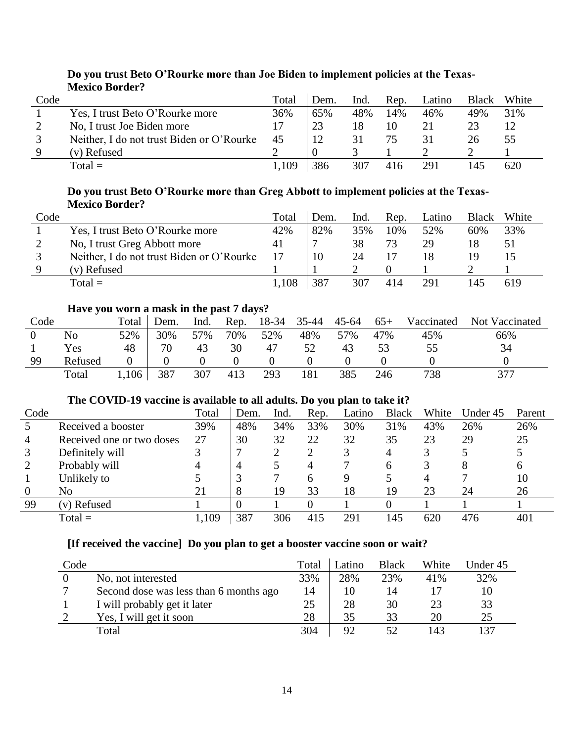**Do you trust Beto O'Rourke more than Joe Biden to implement policies at the Texas-Mexico Border?**

| Code | | Total | Dem. | Ind. | Rep. | Latino | Black | White |
|---|---|---|---|---|---|---|---|---|
| 1 | Yes, I trust Beto O'Rourke more | 36% | 65% | 48% | 14% | 46% | 49% | 31% |
| 2 | No, I trust Joe Biden more | 17 | 23 | 18 | 10 | 21 | 23 | 12 |
| 3 | Neither, I do not trust Biden or O'Rourke | 45 | 12 | 31 | 75 | 31 | 26 | 55 |
| 9 | (v) Refused | 2 | 0 | 3 | 1 | 2 | 2 | 1 |
| | Total = | 1,109 | 386 | 307 | 416 | 291 | 145 | 620 |

**Do you trust Beto O'Rourke more than Greg Abbott to implement policies at the Texas-Mexico Border?**

| Code | | Total | Dem. | Ind. | Rep. | Latino | Black | White |
|---|---|---|---|---|---|---|---|---|
| 1 | Yes, I trust Beto O'Rourke more | 42% | 82% | 35% | 10% | 52% | 60% | 33% |
| 2 | No, I trust Greg Abbott more | 41 | 7 | 38 | 73 | 29 | 18 | 51 |
| 3 | Neither, I do not trust Biden or O'Rourke | 17 | 10 | 24 | 17 | 18 | 19 | 15 |
| 9 | (v) Refused | 1 | 1 | 2 | 0 | 1 | 2 | 1 |
| | Total = | 1,108 | 387 | 307 | 414 | 291 | 145 | 619 |

**Have you worn a mask in the past 7 days?**

| Code | | Total | Dem. | Ind. | Rep. | 18-34 | 35-44 | 45-64 | 65+ | Vaccinated | Not Vaccinated |
|---|---|---|---|---|---|---|---|---|---|---|---|
| 0 | No | 52% | 30% | 57% | 70% | 52% | 48% | 57% | 47% | 45% | 66% |
| 1 | Yes | 48 | 70 | 43 | 30 | 47 | 52 | 43 | 53 | 55 | 34 |
| 99 | Refused | 0 | 0 | 0 | 0 | 0 | 0 | 0 | 0 | 0 | 0 |
| | Total | 1,106 | 387 | 307 | 413 | 293 | 181 | 385 | 246 | 738 | 377 |

**The COVID-19 vaccine is available to all adults. Do you plan to take it?**

| Code | | Total | Dem. | Ind. | Rep. | Latino | Black | White | Under 45 | Parent |
|---|---|---|---|---|---|---|---|---|---|---|
| 5 | Received a booster | 39% | 48% | 34% | 33% | 30% | 31% | 43% | 26% | 26% |
| 4 | Received one or two doses | 27 | 30 | 32 | 22 | 32 | 35 | 23 | 29 | 25 |
| 3 | Definitely will | 3 | 7 | 2 | 2 | 3 | 4 | 3 | 5 | 5 |
| 2 | Probably will | 4 | 4 | 5 | 4 | 7 | 6 | 3 | 8 | 6 |
| 1 | Unlikely to | 5 | 3 | 7 | 6 | 9 | 5 | 4 | 7 | 10 |
| 0 | No | 21 | 8 | 19 | 33 | 18 | 19 | 23 | 24 | 26 |
| 99 | (v) Refused | 1 | 0 | 1 | 0 | 1 | 0 | 1 | 1 | 1 |
| | Total = | 1,109 | 387 | 306 | 415 | 291 | 145 | 620 | 476 | 401 |

**[If received the vaccine] Do you plan to get a booster vaccine soon or wait?**

| Code | | Total | Latino | Black | White | Under 45 |
|---|---|---|---|---|---|---|
| 0 | No, not interested | 33% | 28% | 23% | 41% | 32% |
| 7 | Second dose was less than 6 months ago | 14 | 10 | 14 | 17 | 10 |
| 1 | I will probably get it later | 25 | 28 | 30 | 23 | 33 |
| 2 | Yes, I will get it soon | 28 | 35 | 33 | 20 | 25 |
| | Total | 304 | 92 | 52 | 143 | 137 |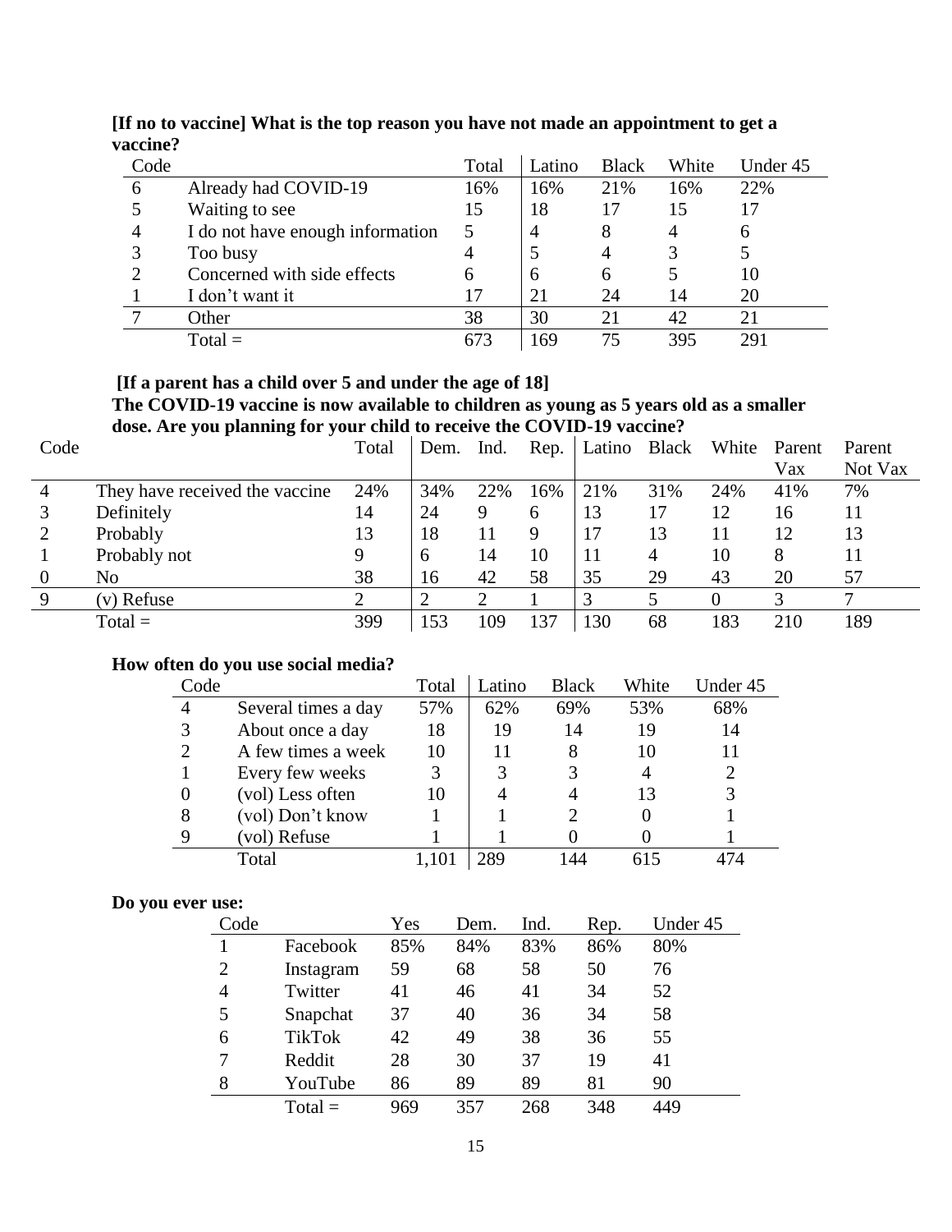**[If no to vaccine] What is the top reason you have not made an appointment to get a vaccine?**

| Code | | Total | Latino | Black | White | Under 45 |
|---|---|---|---|---|---|---|
| 6 | Already had COVID-19 | 16% | 16% | 21% | 16% | 22% |
| 5 | Waiting to see | 15 | 18 | 17 | 15 | 17 |
| 4 | I do not have enough information | 5 | 4 | 8 | 4 | 6 |
| 3 | Too busy | 4 | 5 | 4 | 3 | 5 |
| 2 | Concerned with side effects | 6 | 6 | 6 | 5 | 10 |
| 1 | I don't want it | 17 | 21 | 24 | 14 | 20 |
| 7 | Other | 38 | 30 | 21 | 42 | 21 |
| | Total = | 673 | 169 | 75 | 395 | 291 |

**[If a parent has a child over 5 and under the age of 18]**
**The COVID-19 vaccine is now available to children as young as 5 years old as a smaller dose. Are you planning for your child to receive the COVID-19 vaccine?**

| Code | | Total | Dem. | Ind. | Rep. | Latino | Black | White | Parent Vax | Parent Not Vax |
|---|---|---|---|---|---|---|---|---|---|---|
| 4 | They have received the vaccine | 24% | 34% | 22% | 16% | 21% | 31% | 24% | 41% | 7% |
| 3 | Definitely | 14 | 24 | 9 | 6 | 13 | 17 | 12 | 16 | 11 |
| 2 | Probably | 13 | 18 | 11 | 9 | 17 | 13 | 11 | 12 | 13 |
| 1 | Probably not | 9 | 6 | 14 | 10 | 11 | 4 | 10 | 8 | 11 |
| 0 | No | 38 | 16 | 42 | 58 | 35 | 29 | 43 | 20 | 57 |
| 9 | (v) Refuse | 2 | 2 | 2 | 1 | 3 | 5 | 0 | 3 | 7 |
| | Total = | 399 | 153 | 109 | 137 | 130 | 68 | 183 | 210 | 189 |

**How often do you use social media?**

| Code | | Total | Latino | Black | White | Under 45 |
|---|---|---|---|---|---|---|
| 4 | Several times a day | 57% | 62% | 69% | 53% | 68% |
| 3 | About once a day | 18 | 19 | 14 | 19 | 14 |
| 2 | A few times a week | 10 | 11 | 8 | 10 | 11 |
| 1 | Every few weeks | 3 | 3 | 3 | 4 | 2 |
| 0 | (vol) Less often | 10 | 4 | 4 | 13 | 3 |
| 8 | (vol) Don't know | 1 | 1 | 2 | 0 | 1 |
| 9 | (vol) Refuse | 1 | 1 | 0 | 0 | 1 |
| | Total | 1,101 | 289 | 144 | 615 | 474 |

**Do you ever use:**

| Code | | Yes | Dem. | Ind. | Rep. | Under 45 |
|---|---|---|---|---|---|---|
| 1 | Facebook | 85% | 84% | 83% | 86% | 80% |
| 2 | Instagram | 59 | 68 | 58 | 50 | 76 |
| 4 | Twitter | 41 | 46 | 41 | 34 | 52 |
| 5 | Snapchat | 37 | 40 | 36 | 34 | 58 |
| 6 | TikTok | 42 | 49 | 38 | 36 | 55 |
| 7 | Reddit | 28 | 30 | 37 | 19 | 41 |
| 8 | YouTube | 86 | 89 | 89 | 81 | 90 |
| | Total = | 969 | 357 | 268 | 348 | 449 |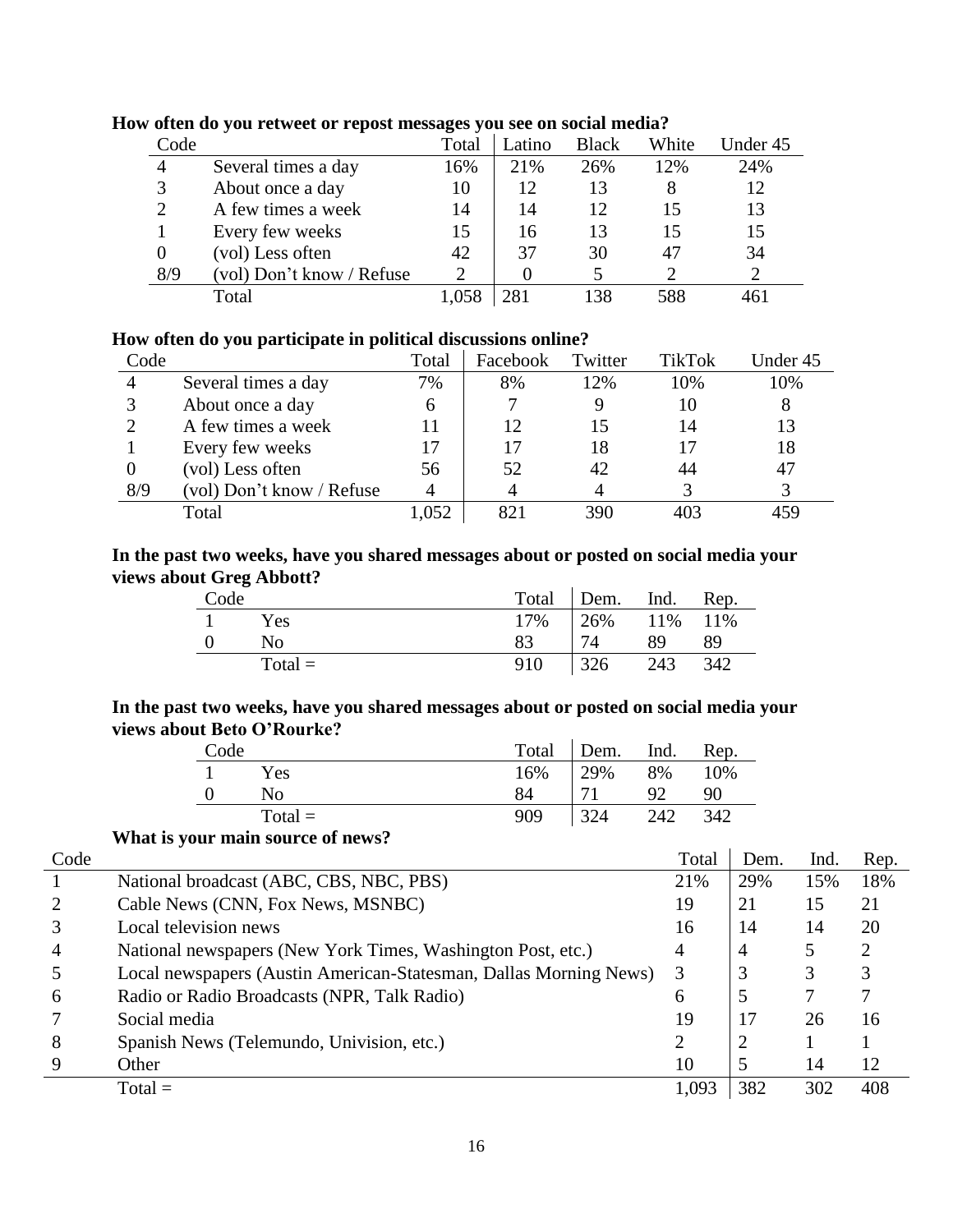**How often do you retweet or repost messages you see on social media?**

| Code | | Total | Latino | Black | White | Under 45 |
|---|---|---|---|---|---|---|
| 4 | Several times a day | 16% | 21% | 26% | 12% | 24% |
| 3 | About once a day | 10 | 12 | 13 | 8 | 12 |
| 2 | A few times a week | 14 | 14 | 12 | 15 | 13 |
| 1 | Every few weeks | 15 | 16 | 13 | 15 | 15 |
| 0 | (vol) Less often | 42 | 37 | 30 | 47 | 34 |
| 8/9 | (vol) Don't know / Refuse | 2 | 0 | 5 | 2 | 2 |
| | Total | 1,058 | 281 | 138 | 588 | 461 |

**How often do you participate in political discussions online?**

| Code | | Total | Facebook | Twitter | TikTok | Under 45 |
|---|---|---|---|---|---|---|
| 4 | Several times a day | 7% | 8% | 12% | 10% | 10% |
| 3 | About once a day | 6 | 7 | 9 | 10 | 8 |
| 2 | A few times a week | 11 | 12 | 15 | 14 | 13 |
| 1 | Every few weeks | 17 | 17 | 18 | 17 | 18 |
| 0 | (vol) Less often | 56 | 52 | 42 | 44 | 47 |
| 8/9 | (vol) Don't know / Refuse | 4 | 4 | 4 | 3 | 3 |
| | Total | 1,052 | 821 | 390 | 403 | 459 |

**In the past two weeks, have you shared messages about or posted on social media your views about Greg Abbott?**

| Code | | Total | Dem. | Ind. | Rep. |
|---|---|---|---|---|---|
| 1 | Yes | 17% | 26% | 11% | 11% |
| 0 | No | 83 | 74 | 89 | 89 |
| | Total = | 910 | 326 | 243 | 342 |

**In the past two weeks, have you shared messages about or posted on social media your views about Beto O'Rourke?**

| Code | | Total | Dem. | Ind. | Rep. |
|---|---|---|---|---|---|
| 1 | Yes | 16% | 29% | 8% | 10% |
| 0 | No | 84 | 71 | 92 | 90 |
| | Total = | 909 | 324 | 242 | 342 |

**What is your main source of news?**

| Code | | Total | Dem. | Ind. | Rep. |
|---|---|---|---|---|---|
| 1 | National broadcast (ABC, CBS, NBC, PBS) | 21% | 29% | 15% | 18% |
| 2 | Cable News (CNN, Fox News, MSNBC) | 19 | 21 | 15 | 21 |
| 3 | Local television news | 16 | 14 | 14 | 20 |
| 4 | National newspapers (New York Times, Washington Post, etc.) | 4 | 4 | 5 | 2 |
| 5 | Local newspapers (Austin American-Statesman, Dallas Morning News) | 3 | 3 | 3 | 3 |
| 6 | Radio or Radio Broadcasts (NPR, Talk Radio) | 6 | 5 | 7 | 7 |
| 7 | Social media | 19 | 17 | 26 | 16 |
| 8 | Spanish News (Telemundo, Univision, etc.) | 2 | 2 | 1 | 1 |
| 9 | Other | 10 | 5 | 14 | 12 |
| | Total = | 1,093 | 382 | 302 | 408 |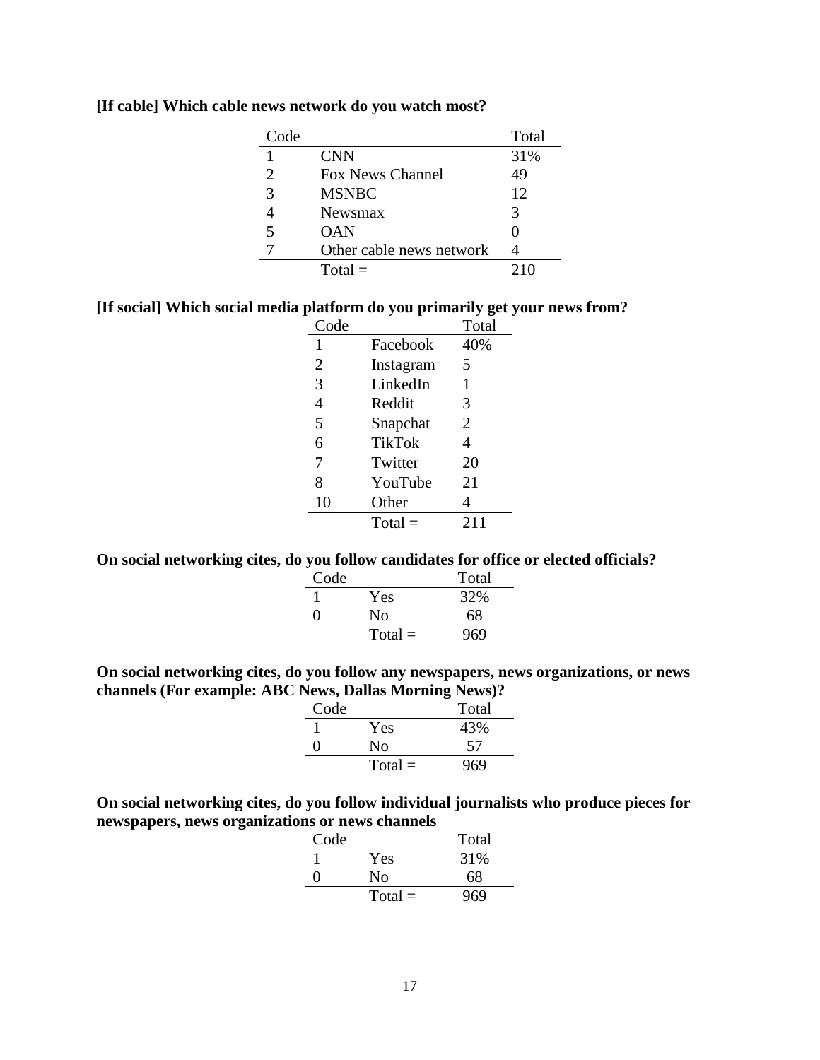**[If cable] Which cable news network do you watch most?**

| Code | | Total |
|---|---|---|
| 1 | CNN | 31% |
| 2 | Fox News Channel | 49 |
| 3 | MSNBC | 12 |
| 4 | Newsmax | 3 |
| 5 | OAN | 0 |
| 7 | Other cable news network | 4 |
| | Total = | 210 |

**[If social] Which social media platform do you primarily get your news from?**

| Code | | Total |
|---|---|---|
| 1 | Facebook | 40% |
| 2 | Instagram | 5 |
| 3 | LinkedIn | 1 |
| 4 | Reddit | 3 |
| 5 | Snapchat | 2 |
| 6 | TikTok | 4 |
| 7 | Twitter | 20 |
| 8 | YouTube | 21 |
| 10 | Other | 4 |
| | Total = | 211 |

**On social networking cites, do you follow candidates for office or elected officials?**

| Code | | Total |
|---|---|---|
| 1 | Yes | 32% |
| 0 | No | 68 |
| | Total = | 969 |

**On social networking cites, do you follow any newspapers, news organizations, or news channels (For example: ABC News, Dallas Morning News)?**

| Code | | Total |
|---|---|---|
| 1 | Yes | 43% |
| 0 | No | 57 |
| | Total = | 969 |

**On social networking cites, do you follow individual journalists who produce pieces for newspapers, news organizations or news channels**

| Code | | Total |
|---|---|---|
| 1 | Yes | 31% |
| 0 | No | 68 |
| | Total = | 969 |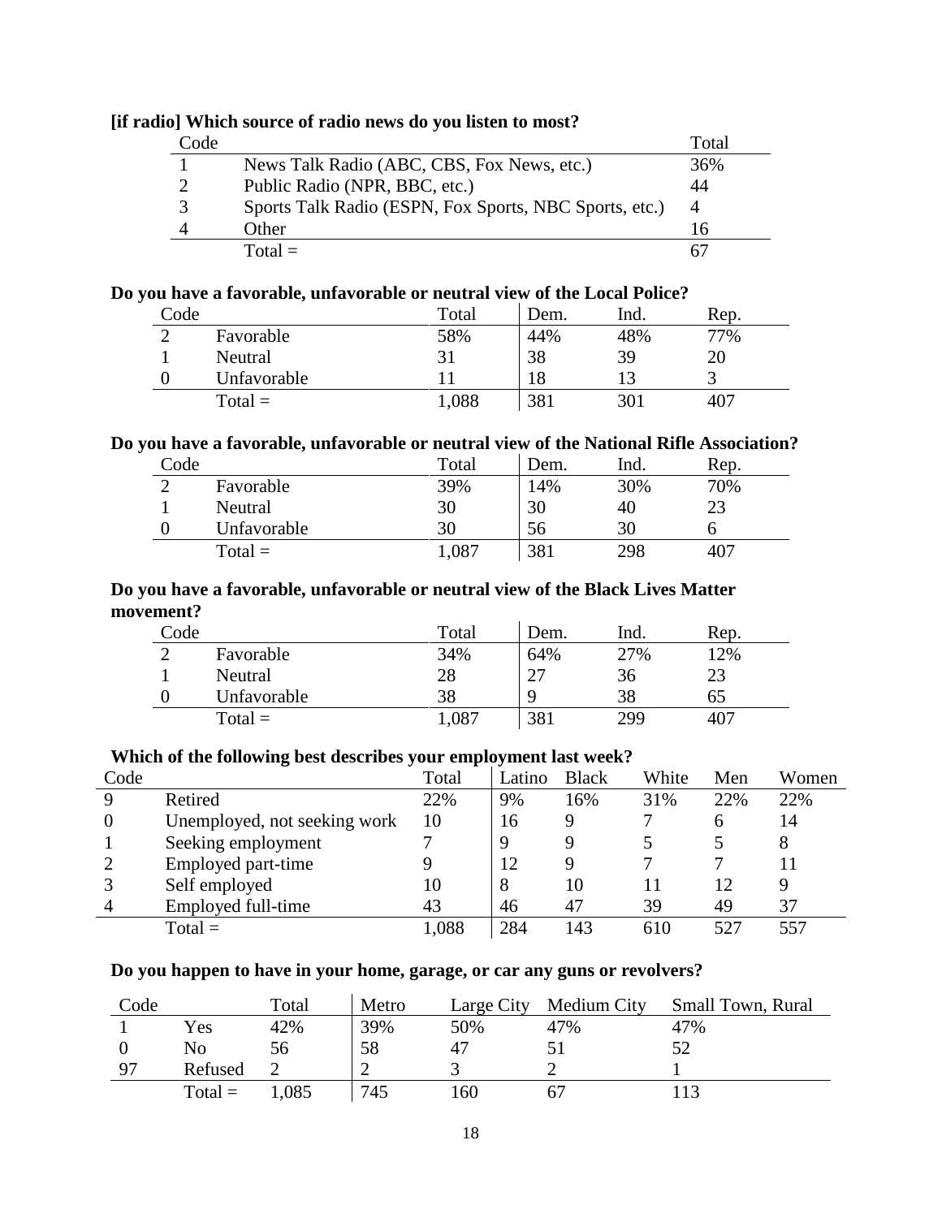**[if radio] Which source of radio news do you listen to most?**

| Code | | Total |
|---|---|---|
| 1 | News Talk Radio (ABC, CBS, Fox News, etc.) | 36% |
| 2 | Public Radio (NPR, BBC, etc.) | 44 |
| 3 | Sports Talk Radio (ESPN, Fox Sports, NBC Sports, etc.) | 4 |
| 4 | Other | 16 |
| | Total = | 67 |

**Do you have a favorable, unfavorable or neutral view of the Local Police?**

| Code | | Total | Dem. | Ind. | Rep. |
|---|---|---|---|---|---|
| 2 | Favorable | 58% | 44% | 48% | 77% |
| 1 | Neutral | 31 | 38 | 39 | 20 |
| 0 | Unfavorable | 11 | 18 | 13 | 3 |
| | Total = | 1,088 | 381 | 301 | 407 |

**Do you have a favorable, unfavorable or neutral view of the National Rifle Association?**

| Code | | Total | Dem. | Ind. | Rep. |
|---|---|---|---|---|---|
| 2 | Favorable | 39% | 14% | 30% | 70% |
| 1 | Neutral | 30 | 30 | 40 | 23 |
| 0 | Unfavorable | 30 | 56 | 30 | 6 |
| | Total = | 1,087 | 381 | 298 | 407 |

**Do you have a favorable, unfavorable or neutral view of the Black Lives Matter movement?**

| Code | | Total | Dem. | Ind. | Rep. |
|---|---|---|---|---|---|
| 2 | Favorable | 34% | 64% | 27% | 12% |
| 1 | Neutral | 28 | 27 | 36 | 23 |
| 0 | Unfavorable | 38 | 9 | 38 | 65 |
| | Total = | 1,087 | 381 | 299 | 407 |

**Which of the following best describes your employment last week?**

| Code | | Total | Latino | Black | White | Men | Women |
|---|---|---|---|---|---|---|---|
| 9 | Retired | 22% | 9% | 16% | 31% | 22% | 22% |
| 0 | Unemployed, not seeking work | 10 | 16 | 9 | 7 | 6 | 14 |
| 1 | Seeking employment | 7 | 9 | 9 | 5 | 5 | 8 |
| 2 | Employed part-time | 9 | 12 | 9 | 7 | 7 | 11 |
| 3 | Self employed | 10 | 8 | 10 | 11 | 12 | 9 |
| 4 | Employed full-time | 43 | 46 | 47 | 39 | 49 | 37 |
| | Total = | 1,088 | 284 | 143 | 610 | 527 | 557 |

**Do you happen to have in your home, garage, or car any guns or revolvers?**

| Code | | Total | Metro | Large City | Medium City | Small Town, Rural |
|---|---|---|---|---|---|---|
| 1 | Yes | 42% | 39% | 50% | 47% | 47% |
| 0 | No | 56 | 58 | 47 | 51 | 52 |
| 97 | Refused | 2 | 2 | 3 | 2 | 1 |
| | Total = | 1,085 | 745 | 160 | 67 | 113 |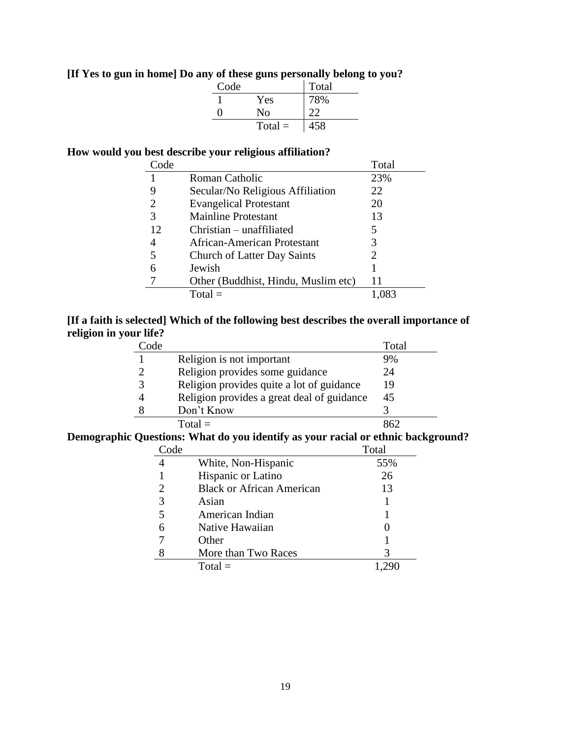**[If Yes to gun in home] Do any of these guns personally belong to you?**

| Code | | Total |
|---|---|---|
| 1 | Yes | 78% |
| 0 | No | 22 |
| | Total = | 458 |

**How would you best describe your religious affiliation?**

| Code | | Total |
|---|---|---|
| 1 | Roman Catholic | 23% |
| 9 | Secular/No Religious Affiliation | 22 |
| 2 | Evangelical Protestant | 20 |
| 3 | Mainline Protestant | 13 |
| 12 | Christian – unaffiliated | 5 |
| 4 | African-American Protestant | 3 |
| 5 | Church of Latter Day Saints | 2 |
| 6 | Jewish | 1 |
| 7 | Other (Buddhist, Hindu, Muslim etc) | 11 |
| | Total = | 1,083 |

**[If a faith is selected] Which of the following best describes the overall importance of religion in your life?**

| Code | | Total |
|---|---|---|
| 1 | Religion is not important | 9% |
| 2 | Religion provides some guidance | 24 |
| 3 | Religion provides quite a lot of guidance | 19 |
| 4 | Religion provides a great deal of guidance | 45 |
| 8 | Don't Know | 3 |
| | Total = | 862 |

**Demographic Questions: What do you identify as your racial or ethnic background?**

| Code | | Total |
|---|---|---|
| 4 | White, Non-Hispanic | 55% |
| 1 | Hispanic or Latino | 26 |
| 2 | Black or African American | 13 |
| 3 | Asian | 1 |
| 5 | American Indian | 1 |
| 6 | Native Hawaiian | 0 |
| 7 | Other | 1 |
| 8 | More than Two Races | 3 |
| | Total = | 1,290 |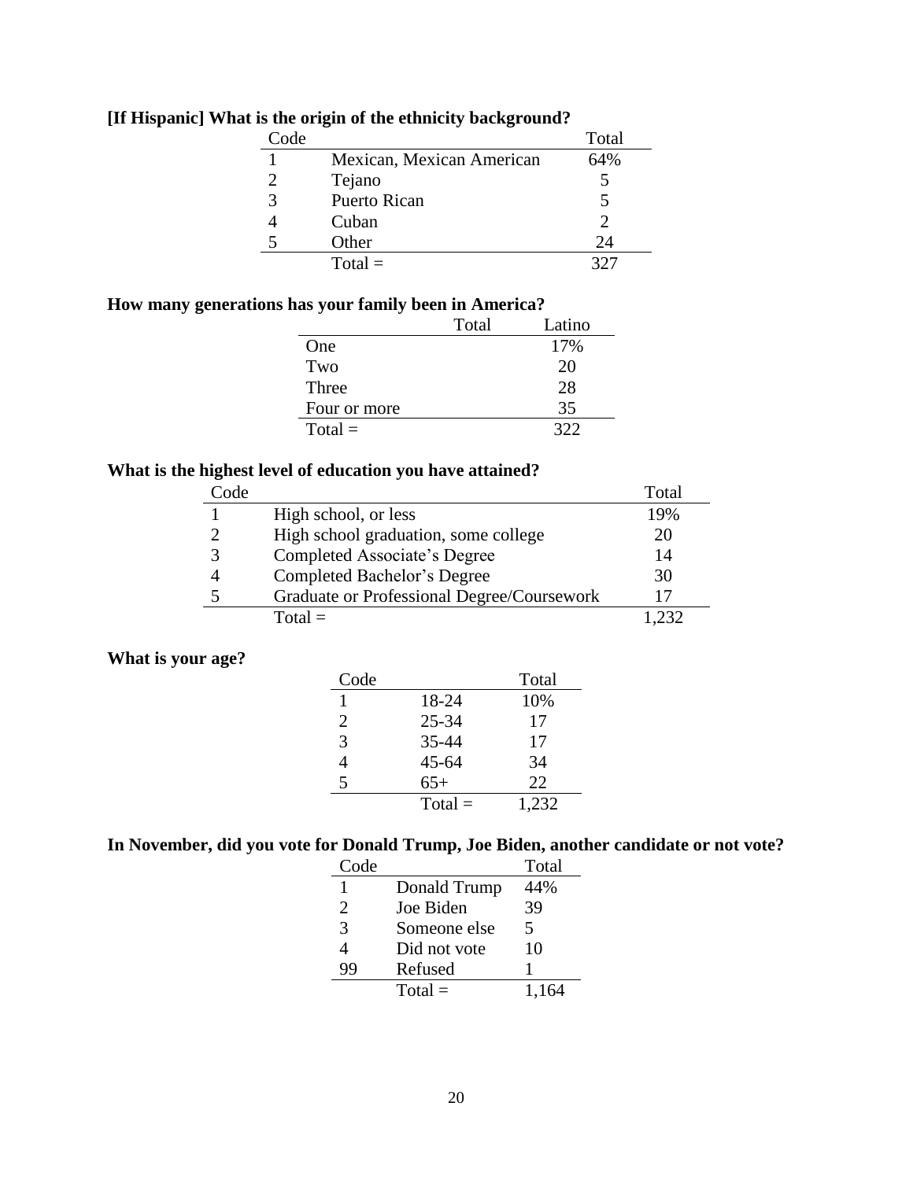**[If Hispanic] What is the origin of the ethnicity background?**

| Code | | Total |
|---|---|---|
| 1 | Mexican, Mexican American | 64% |
| 2 | Tejano | 5 |
| 3 | Puerto Rican | 5 |
| 4 | Cuban | 2 |
| 5 | Other | 24 |
| | Total = | 327 |

**How many generations has your family been in America?**

| | Total | Latino |
|---|---|---|
| One | | 17% |
| Two | | 20 |
| Three | | 28 |
| Four or more | | 35 |
| Total = | | 322 |

**What is the highest level of education you have attained?**

| Code | | Total |
|---|---|---|
| 1 | High school, or less | 19% |
| 2 | High school graduation, some college | 20 |
| 3 | Completed Associate's Degree | 14 |
| 4 | Completed Bachelor's Degree | 30 |
| 5 | Graduate or Professional Degree/Coursework | 17 |
| | Total = | 1,232 |

**What is your age?**

| Code | | Total |
|---|---|---|
| 1 | 18-24 | 10% |
| 2 | 25-34 | 17 |
| 3 | 35-44 | 17 |
| 4 | 45-64 | 34 |
| 5 | 65+ | 22 |
| | Total = | 1,232 |

**In November, did you vote for Donald Trump, Joe Biden, another candidate or not vote?**

| Code | | Total |
|---|---|---|
| 1 | Donald Trump | 44% |
| 2 | Joe Biden | 39 |
| 3 | Someone else | 5 |
| 4 | Did not vote | 10 |
| 99 | Refused | 1 |
| | Total = | 1,164 |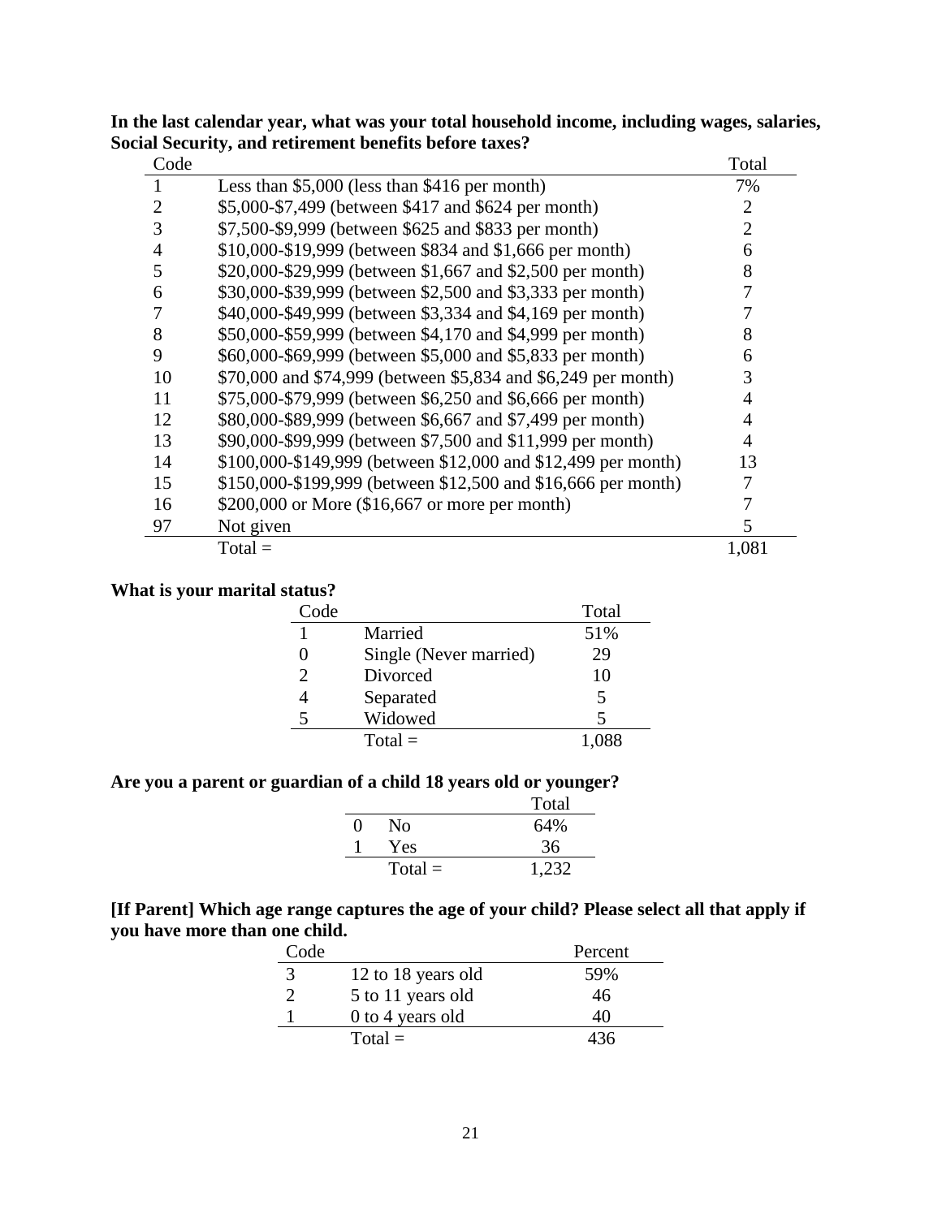**In the last calendar year, what was your total household income, including wages, salaries, Social Security, and retirement benefits before taxes?**

| Code | | Total |
|---|---|---|
| 1 | Less than $5,000 (less than $416 per month) | 7% |
| 2 | $5,000-$7,499 (between $417 and $624 per month) | 2 |
| 3 | $7,500-$9,999 (between $625 and $833 per month) | 2 |
| 4 | $10,000-$19,999 (between $834 and $1,666 per month) | 6 |
| 5 | $20,000-$29,999 (between $1,667 and $2,500 per month) | 8 |
| 6 | $30,000-$39,999 (between $2,500 and $3,333 per month) | 7 |
| 7 | $40,000-$49,999 (between $3,334 and $4,169 per month) | 7 |
| 8 | $50,000-$59,999 (between $4,170 and $4,999 per month) | 8 |
| 9 | $60,000-$69,999 (between $5,000 and $5,833 per month) | 6 |
| 10 | $70,000 and $74,999 (between $5,834 and $6,249 per month) | 3 |
| 11 | $75,000-$79,999 (between $6,250 and $6,666 per month) | 4 |
| 12 | $80,000-$89,999 (between $6,667 and $7,499 per month) | 4 |
| 13 | $90,000-$99,999 (between $7,500 and $11,999 per month) | 4 |
| 14 | $100,000-$149,999 (between $12,000 and $12,499 per month) | 13 |
| 15 | $150,000-$199,999 (between $12,500 and $16,666 per month) | 7 |
| 16 | $200,000 or More ($16,667 or more per month) | 7 |
| 97 | Not given | 5 |
| | Total = | 1,081 |

**What is your marital status?**

| Code | | Total |
|---|---|---|
| 1 | Married | 51% |
| 0 | Single (Never married) | 29 |
| 2 | Divorced | 10 |
| 4 | Separated | 5 |
| 5 | Widowed | 5 |
| | Total = | 1,088 |

**Are you a parent or guardian of a child 18 years old or younger?**

| | | Total |
|---|---|---|
| 0 | No | 64% |
| 1 | Yes | 36 |
| | Total = | 1,232 |

**[If Parent] Which age range captures the age of your child? Please select all that apply if you have more than one child.**

| Code | | Percent |
|---|---|---|
| 3 | 12 to 18 years old | 59% |
| 2 | 5 to 11 years old | 46 |
| 1 | 0 to 4 years old | 40 |
| | Total = | 436 |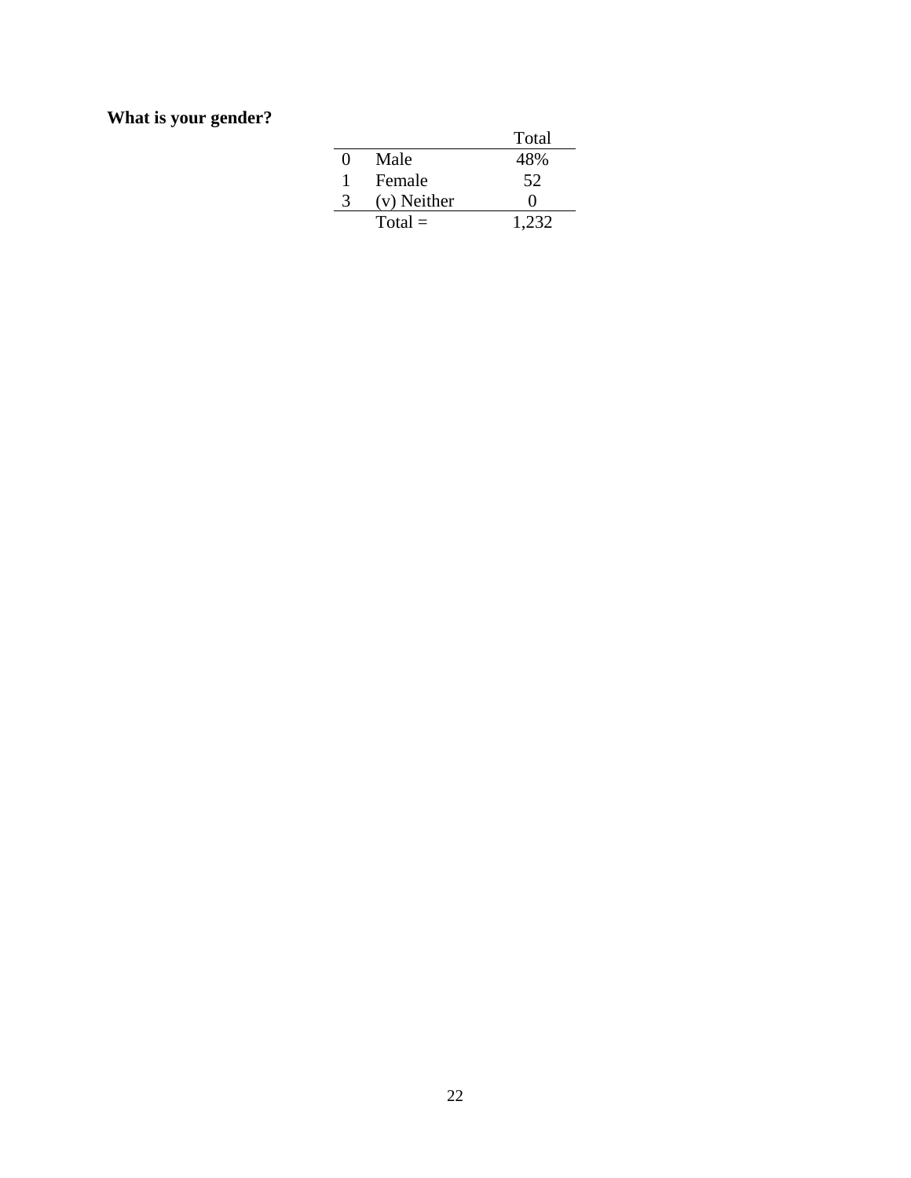**What is your gender?**

| | | Total |
|---|---|---|
| 0 | Male | 48% |
| 1 | Female | 52 |
| 3 | (v) Neither | 0 |
| | Total = | 1,232 |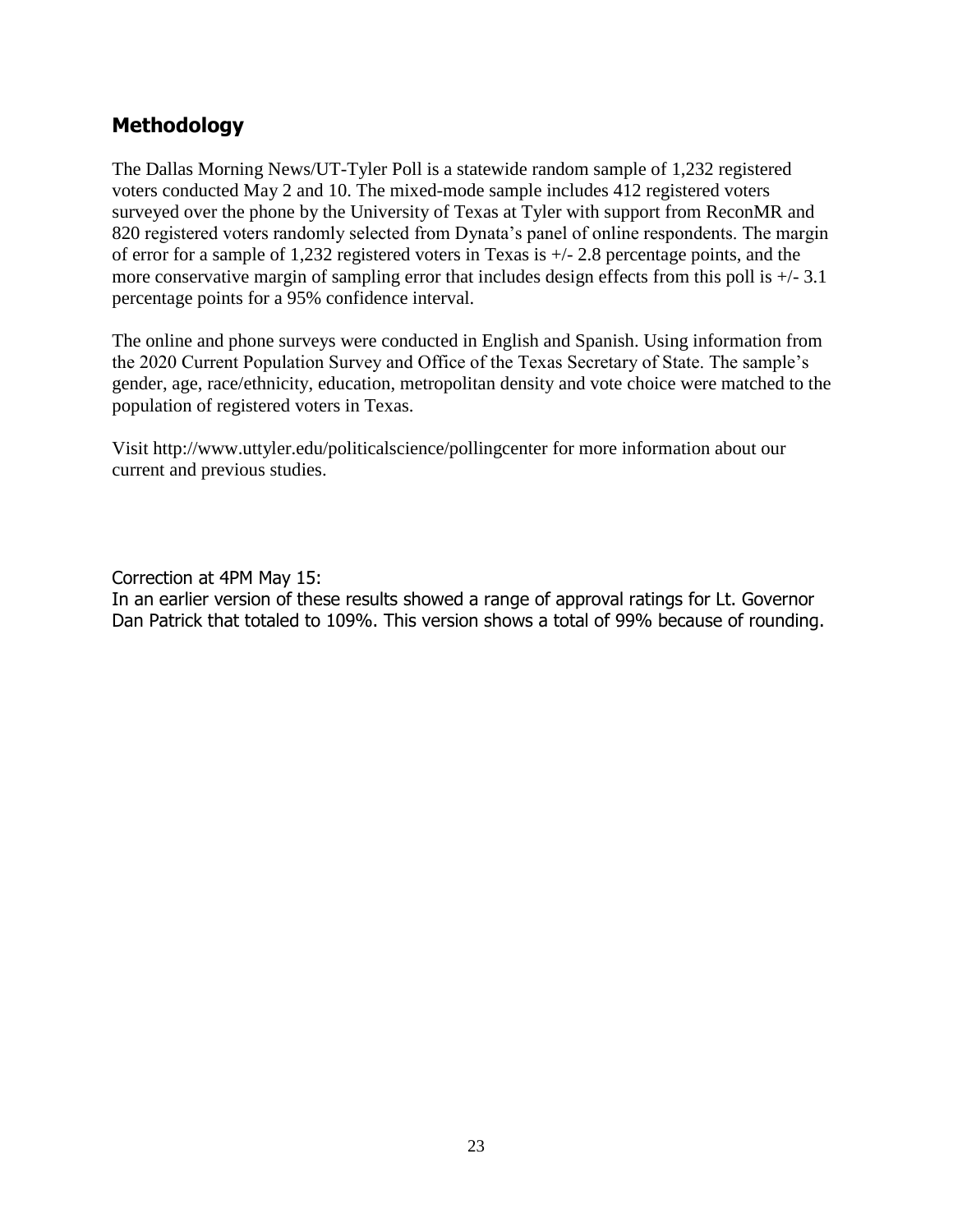## Methodology

The Dallas Morning News/UT-Tyler Poll is a statewide random sample of 1,232 registered voters conducted May 2 and 10. The mixed-mode sample includes 412 registered voters surveyed over the phone by the University of Texas at Tyler with support from ReconMR and 820 registered voters randomly selected from Dynata's panel of online respondents. The margin of error for a sample of 1,232 registered voters in Texas is +/- 2.8 percentage points, and the more conservative margin of sampling error that includes design effects from this poll is +/- 3.1 percentage points for a 95% confidence interval.

The online and phone surveys were conducted in English and Spanish. Using information from the 2020 Current Population Survey and Office of the Texas Secretary of State. The sample's gender, age, race/ethnicity, education, metropolitan density and vote choice were matched to the population of registered voters in Texas.

Visit http://www.uttyler.edu/politicalscience/pollingcenter for more information about our current and previous studies.

Correction at 4PM May 15:
In an earlier version of these results showed a range of approval ratings for Lt. Governor Dan Patrick that totaled to 109%. This version shows a total of 99% because of rounding.